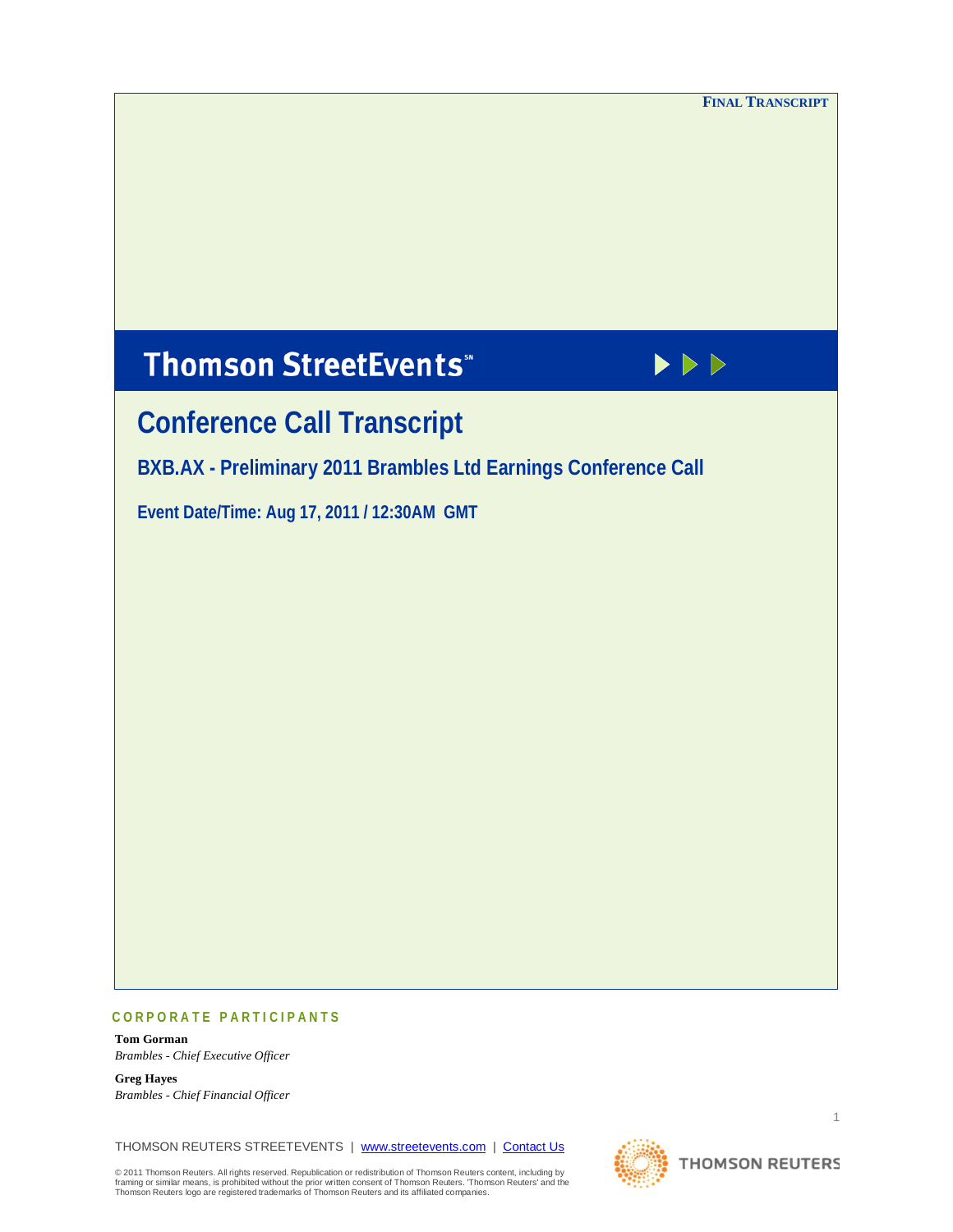**FINAL TRANSCRIPT**

# Thomson StreetEvents℠

## Conference Call Transcript

### BXB.AX - Preliminary 2011 Brambles Ltd Earnings Conference Call

### Event Date/Time: Aug 17, 2011 / 12:30AM GMT

## CORPORATE PARTICIPANTS

**Tom Gorman**
*Brambles - Chief Executive Officer*

**Greg Hayes**
*Brambles - Chief Financial Officer*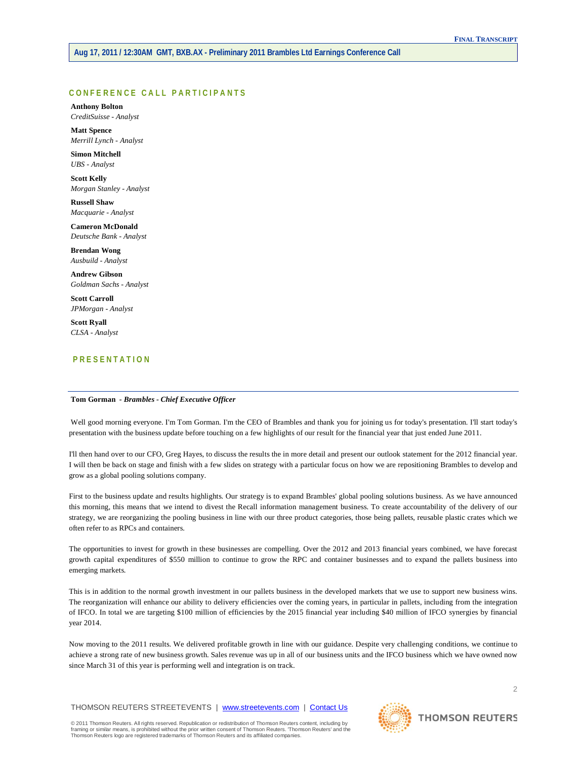## CONFERENCE CALL PARTICIPANTS

**Anthony Bolton**
*CreditSuisse - Analyst*

**Matt Spence**
*Merrill Lynch - Analyst*

**Simon Mitchell**
*UBS - Analyst*

**Scott Kelly**
*Morgan Stanley - Analyst*

**Russell Shaw**
*Macquarie - Analyst*

**Cameron McDonald**
*Deutsche Bank - Analyst*

**Brendan Wong**
*Ausbuild - Analyst*

**Andrew Gibson**
*Goldman Sachs - Analyst*

**Scott Carroll**
*JPMorgan - Analyst*

**Scott Ryall**
*CLSA - Analyst*

## PRESENTATION

---

**Tom Gorman** - ***Brambles - Chief Executive Officer***

Well good morning everyone. I'm Tom Gorman. I'm the CEO of Brambles and thank you for joining us for today's presentation. I'll start today's presentation with the business update before touching on a few highlights of our result for the financial year that just ended June 2011.

I'll then hand over to our CFO, Greg Hayes, to discuss the results the in more detail and present our outlook statement for the 2012 financial year. I will then be back on stage and finish with a few slides on strategy with a particular focus on how we are repositioning Brambles to develop and grow as a global pooling solutions company.

First to the business update and results highlights. Our strategy is to expand Brambles' global pooling solutions business. As we have announced this morning, this means that we intend to divest the Recall information management business. To create accountability of the delivery of our strategy, we are reorganizing the pooling business in line with our three product categories, those being pallets, reusable plastic crates which we often refer to as RPCs and containers.

The opportunities to invest for growth in these businesses are compelling. Over the 2012 and 2013 financial years combined, we have forecast growth capital expenditures of $550 million to continue to grow the RPC and container businesses and to expand the pallets business into emerging markets.

This is in addition to the normal growth investment in our pallets business in the developed markets that we use to support new business wins. The reorganization will enhance our ability to delivery efficiencies over the coming years, in particular in pallets, including from the integration of IFCO. In total we are targeting $100 million of efficiencies by the 2015 financial year including $40 million of IFCO synergies by financial year 2014.

Now moving to the 2011 results. We delivered profitable growth in line with our guidance. Despite very challenging conditions, we continue to achieve a strong rate of new business growth. Sales revenue was up in all of our business units and the IFCO business which we have owned now since March 31 of this year is performing well and integration is on track.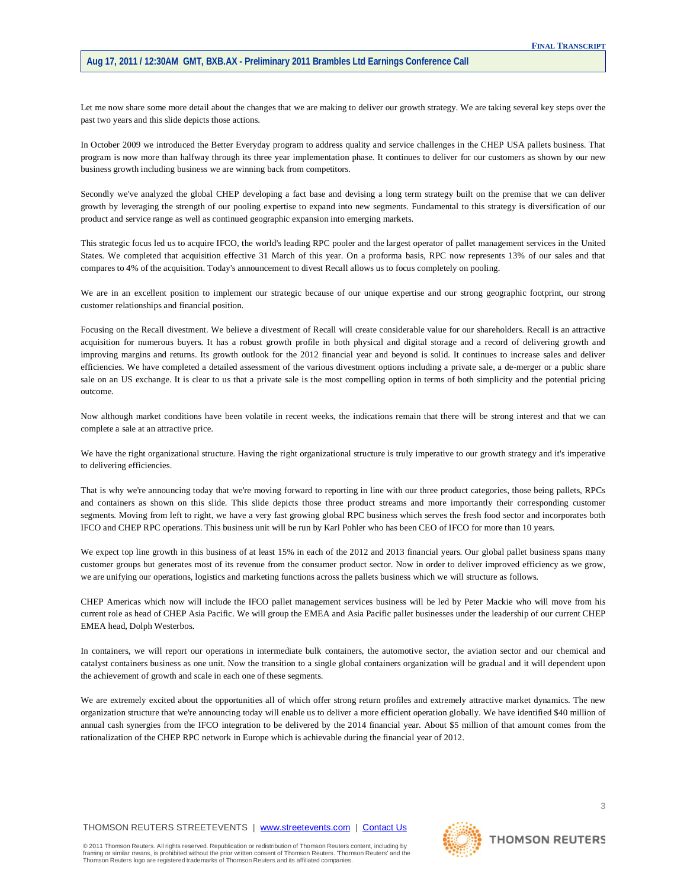Let me now share some more detail about the changes that we are making to deliver our growth strategy. We are taking several key steps over the past two years and this slide depicts those actions.

In October 2009 we introduced the Better Everyday program to address quality and service challenges in the CHEP USA pallets business. That program is now more than halfway through its three year implementation phase. It continues to deliver for our customers as shown by our new business growth including business we are winning back from competitors.

Secondly we've analyzed the global CHEP developing a fact base and devising a long term strategy built on the premise that we can deliver growth by leveraging the strength of our pooling expertise to expand into new segments. Fundamental to this strategy is diversification of our product and service range as well as continued geographic expansion into emerging markets.

This strategic focus led us to acquire IFCO, the world's leading RPC pooler and the largest operator of pallet management services in the United States. We completed that acquisition effective 31 March of this year. On a proforma basis, RPC now represents 13% of our sales and that compares to 4% of the acquisition. Today's announcement to divest Recall allows us to focus completely on pooling.

We are in an excellent position to implement our strategic because of our unique expertise and our strong geographic footprint, our strong customer relationships and financial position.

Focusing on the Recall divestment. We believe a divestment of Recall will create considerable value for our shareholders. Recall is an attractive acquisition for numerous buyers. It has a robust growth profile in both physical and digital storage and a record of delivering growth and improving margins and returns. Its growth outlook for the 2012 financial year and beyond is solid. It continues to increase sales and deliver efficiencies. We have completed a detailed assessment of the various divestment options including a private sale, a de-merger or a public share sale on an US exchange. It is clear to us that a private sale is the most compelling option in terms of both simplicity and the potential pricing outcome.

Now although market conditions have been volatile in recent weeks, the indications remain that there will be strong interest and that we can complete a sale at an attractive price.

We have the right organizational structure. Having the right organizational structure is truly imperative to our growth strategy and it's imperative to delivering efficiencies.

That is why we're announcing today that we're moving forward to reporting in line with our three product categories, those being pallets, RPCs and containers as shown on this slide. This slide depicts those three product streams and more importantly their corresponding customer segments. Moving from left to right, we have a very fast growing global RPC business which serves the fresh food sector and incorporates both IFCO and CHEP RPC operations. This business unit will be run by Karl Pohler who has been CEO of IFCO for more than 10 years.

We expect top line growth in this business of at least 15% in each of the 2012 and 2013 financial years. Our global pallet business spans many customer groups but generates most of its revenue from the consumer product sector. Now in order to deliver improved efficiency as we grow, we are unifying our operations, logistics and marketing functions across the pallets business which we will structure as follows.

CHEP Americas which now will include the IFCO pallet management services business will be led by Peter Mackie who will move from his current role as head of CHEP Asia Pacific. We will group the EMEA and Asia Pacific pallet businesses under the leadership of our current CHEP EMEA head, Dolph Westerbos.

In containers, we will report our operations in intermediate bulk containers, the automotive sector, the aviation sector and our chemical and catalyst containers business as one unit. Now the transition to a single global containers organization will be gradual and it will dependent upon the achievement of growth and scale in each one of these segments.

We are extremely excited about the opportunities all of which offer strong return profiles and extremely attractive market dynamics. The new organization structure that we're announcing today will enable us to deliver a more efficient operation globally. We have identified $40 million of annual cash synergies from the IFCO integration to be delivered by the 2014 financial year. About $5 million of that amount comes from the rationalization of the CHEP RPC network in Europe which is achievable during the financial year of 2012.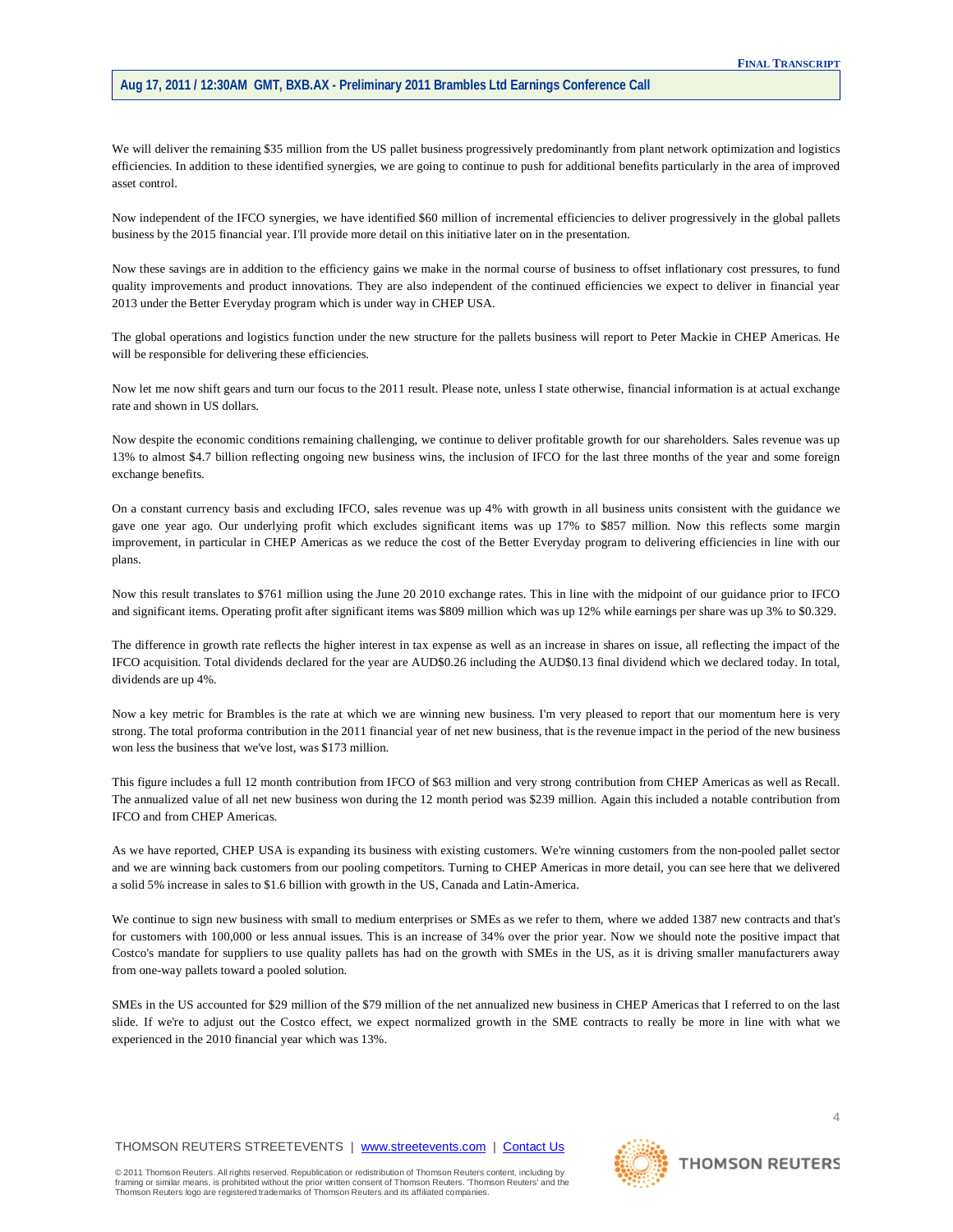We will deliver the remaining $35 million from the US pallet business progressively predominantly from plant network optimization and logistics efficiencies. In addition to these identified synergies, we are going to continue to push for additional benefits particularly in the area of improved asset control.

Now independent of the IFCO synergies, we have identified $60 million of incremental efficiencies to deliver progressively in the global pallets business by the 2015 financial year. I'll provide more detail on this initiative later on in the presentation.

Now these savings are in addition to the efficiency gains we make in the normal course of business to offset inflationary cost pressures, to fund quality improvements and product innovations. They are also independent of the continued efficiencies we expect to deliver in financial year 2013 under the Better Everyday program which is under way in CHEP USA.

The global operations and logistics function under the new structure for the pallets business will report to Peter Mackie in CHEP Americas. He will be responsible for delivering these efficiencies.

Now let me now shift gears and turn our focus to the 2011 result. Please note, unless I state otherwise, financial information is at actual exchange rate and shown in US dollars.

Now despite the economic conditions remaining challenging, we continue to deliver profitable growth for our shareholders. Sales revenue was up 13% to almost $4.7 billion reflecting ongoing new business wins, the inclusion of IFCO for the last three months of the year and some foreign exchange benefits.

On a constant currency basis and excluding IFCO, sales revenue was up 4% with growth in all business units consistent with the guidance we gave one year ago. Our underlying profit which excludes significant items was up 17% to $857 million. Now this reflects some margin improvement, in particular in CHEP Americas as we reduce the cost of the Better Everyday program to delivering efficiencies in line with our plans.

Now this result translates to $761 million using the June 20 2010 exchange rates. This in line with the midpoint of our guidance prior to IFCO and significant items. Operating profit after significant items was $809 million which was up 12% while earnings per share was up 3% to $0.329.

The difference in growth rate reflects the higher interest in tax expense as well as an increase in shares on issue, all reflecting the impact of the IFCO acquisition. Total dividends declared for the year are AUD$0.26 including the AUD$0.13 final dividend which we declared today. In total, dividends are up 4%.

Now a key metric for Brambles is the rate at which we are winning new business. I'm very pleased to report that our momentum here is very strong. The total proforma contribution in the 2011 financial year of net new business, that is the revenue impact in the period of the new business won less the business that we've lost, was $173 million.

This figure includes a full 12 month contribution from IFCO of $63 million and very strong contribution from CHEP Americas as well as Recall. The annualized value of all net new business won during the 12 month period was $239 million. Again this included a notable contribution from IFCO and from CHEP Americas.

As we have reported, CHEP USA is expanding its business with existing customers. We're winning customers from the non-pooled pallet sector and we are winning back customers from our pooling competitors. Turning to CHEP Americas in more detail, you can see here that we delivered a solid 5% increase in sales to $1.6 billion with growth in the US, Canada and Latin-America.

We continue to sign new business with small to medium enterprises or SMEs as we refer to them, where we added 1387 new contracts and that's for customers with 100,000 or less annual issues. This is an increase of 34% over the prior year. Now we should note the positive impact that Costco's mandate for suppliers to use quality pallets has had on the growth with SMEs in the US, as it is driving smaller manufacturers away from one-way pallets toward a pooled solution.

SMEs in the US accounted for $29 million of the $79 million of the net annualized new business in CHEP Americas that I referred to on the last slide. If we're to adjust out the Costco effect, we expect normalized growth in the SME contracts to really be more in line with what we experienced in the 2010 financial year which was 13%.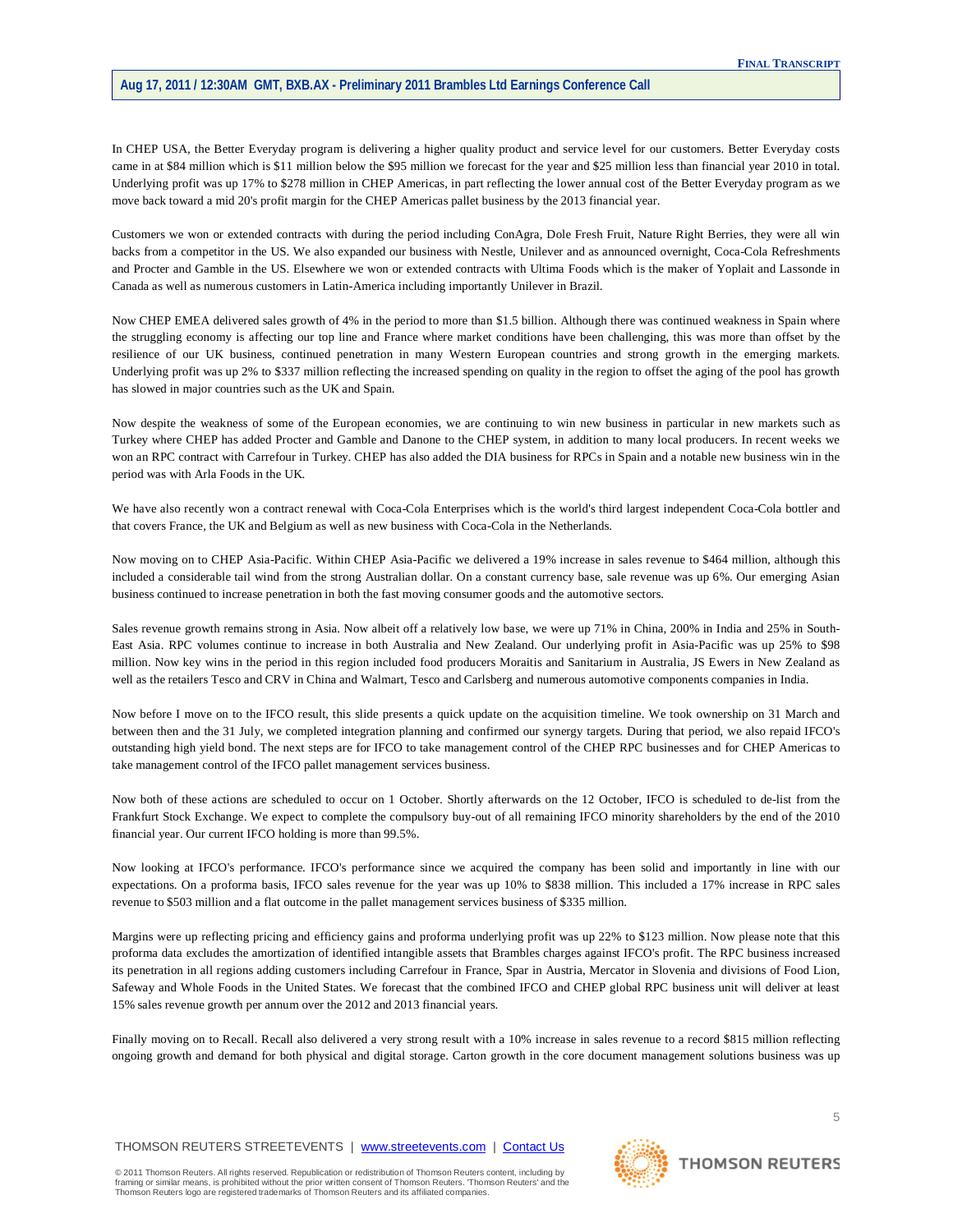In CHEP USA, the Better Everyday program is delivering a higher quality product and service level for our customers. Better Everyday costs came in at $84 million which is $11 million below the $95 million we forecast for the year and $25 million less than financial year 2010 in total. Underlying profit was up 17% to $278 million in CHEP Americas, in part reflecting the lower annual cost of the Better Everyday program as we move back toward a mid 20's profit margin for the CHEP Americas pallet business by the 2013 financial year.

Customers we won or extended contracts with during the period including ConAgra, Dole Fresh Fruit, Nature Right Berries, they were all win backs from a competitor in the US. We also expanded our business with Nestle, Unilever and as announced overnight, Coca-Cola Refreshments and Procter and Gamble in the US. Elsewhere we won or extended contracts with Ultima Foods which is the maker of Yoplait and Lassonde in Canada as well as numerous customers in Latin-America including importantly Unilever in Brazil.

Now CHEP EMEA delivered sales growth of 4% in the period to more than $1.5 billion. Although there was continued weakness in Spain where the struggling economy is affecting our top line and France where market conditions have been challenging, this was more than offset by the resilience of our UK business, continued penetration in many Western European countries and strong growth in the emerging markets. Underlying profit was up 2% to $337 million reflecting the increased spending on quality in the region to offset the aging of the pool has growth has slowed in major countries such as the UK and Spain.

Now despite the weakness of some of the European economies, we are continuing to win new business in particular in new markets such as Turkey where CHEP has added Procter and Gamble and Danone to the CHEP system, in addition to many local producers. In recent weeks we won an RPC contract with Carrefour in Turkey. CHEP has also added the DIA business for RPCs in Spain and a notable new business win in the period was with Arla Foods in the UK.

We have also recently won a contract renewal with Coca-Cola Enterprises which is the world's third largest independent Coca-Cola bottler and that covers France, the UK and Belgium as well as new business with Coca-Cola in the Netherlands.

Now moving on to CHEP Asia-Pacific. Within CHEP Asia-Pacific we delivered a 19% increase in sales revenue to $464 million, although this included a considerable tail wind from the strong Australian dollar. On a constant currency base, sale revenue was up 6%. Our emerging Asian business continued to increase penetration in both the fast moving consumer goods and the automotive sectors.

Sales revenue growth remains strong in Asia. Now albeit off a relatively low base, we were up 71% in China, 200% in India and 25% in South-East Asia. RPC volumes continue to increase in both Australia and New Zealand. Our underlying profit in Asia-Pacific was up 25% to $98 million. Now key wins in the period in this region included food producers Moraitis and Sanitarium in Australia, JS Ewers in New Zealand as well as the retailers Tesco and CRV in China and Walmart, Tesco and Carlsberg and numerous automotive components companies in India.

Now before I move on to the IFCO result, this slide presents a quick update on the acquisition timeline. We took ownership on 31 March and between then and the 31 July, we completed integration planning and confirmed our synergy targets. During that period, we also repaid IFCO's outstanding high yield bond. The next steps are for IFCO to take management control of the CHEP RPC businesses and for CHEP Americas to take management control of the IFCO pallet management services business.

Now both of these actions are scheduled to occur on 1 October. Shortly afterwards on the 12 October, IFCO is scheduled to de-list from the Frankfurt Stock Exchange. We expect to complete the compulsory buy-out of all remaining IFCO minority shareholders by the end of the 2010 financial year. Our current IFCO holding is more than 99.5%.

Now looking at IFCO's performance. IFCO's performance since we acquired the company has been solid and importantly in line with our expectations. On a proforma basis, IFCO sales revenue for the year was up 10% to $838 million. This included a 17% increase in RPC sales revenue to $503 million and a flat outcome in the pallet management services business of $335 million.

Margins were up reflecting pricing and efficiency gains and proforma underlying profit was up 22% to $123 million. Now please note that this proforma data excludes the amortization of identified intangible assets that Brambles charges against IFCO's profit. The RPC business increased its penetration in all regions adding customers including Carrefour in France, Spar in Austria, Mercator in Slovenia and divisions of Food Lion, Safeway and Whole Foods in the United States. We forecast that the combined IFCO and CHEP global RPC business unit will deliver at least 15% sales revenue growth per annum over the 2012 and 2013 financial years.

Finally moving on to Recall. Recall also delivered a very strong result with a 10% increase in sales revenue to a record $815 million reflecting ongoing growth and demand for both physical and digital storage. Carton growth in the core document management solutions business was up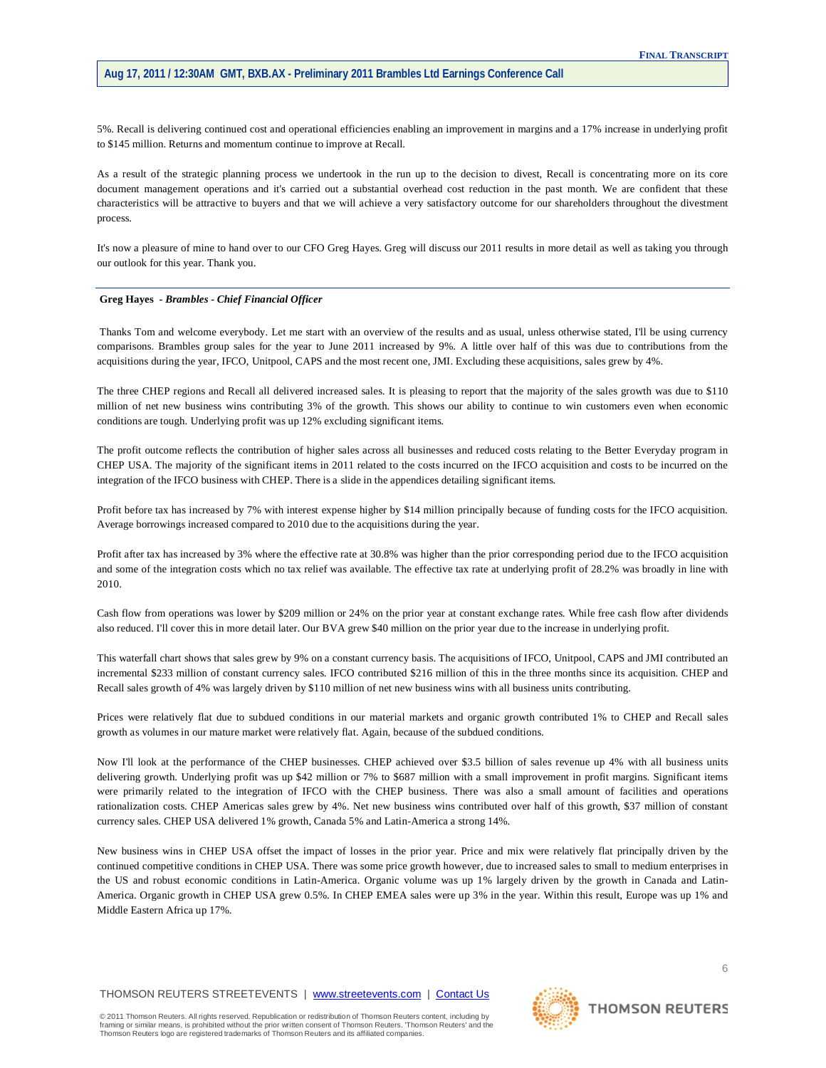5%. Recall is delivering continued cost and operational efficiencies enabling an improvement in margins and a 17% increase in underlying profit to $145 million. Returns and momentum continue to improve at Recall.

As a result of the strategic planning process we undertook in the run up to the decision to divest, Recall is concentrating more on its core document management operations and it's carried out a substantial overhead cost reduction in the past month. We are confident that these characteristics will be attractive to buyers and that we will achieve a very satisfactory outcome for our shareholders throughout the divestment process.

It's now a pleasure of mine to hand over to our CFO Greg Hayes. Greg will discuss our 2011 results in more detail as well as taking you through our outlook for this year. Thank you.

---

**Greg Hayes** - ***Brambles - Chief Financial Officer***

Thanks Tom and welcome everybody. Let me start with an overview of the results and as usual, unless otherwise stated, I'll be using currency comparisons. Brambles group sales for the year to June 2011 increased by 9%. A little over half of this was due to contributions from the acquisitions during the year, IFCO, Unitpool, CAPS and the most recent one, JMI. Excluding these acquisitions, sales grew by 4%.

The three CHEP regions and Recall all delivered increased sales. It is pleasing to report that the majority of the sales growth was due to $110 million of net new business wins contributing 3% of the growth. This shows our ability to continue to win customers even when economic conditions are tough. Underlying profit was up 12% excluding significant items.

The profit outcome reflects the contribution of higher sales across all businesses and reduced costs relating to the Better Everyday program in CHEP USA. The majority of the significant items in 2011 related to the costs incurred on the IFCO acquisition and costs to be incurred on the integration of the IFCO business with CHEP. There is a slide in the appendices detailing significant items.

Profit before tax has increased by 7% with interest expense higher by $14 million principally because of funding costs for the IFCO acquisition. Average borrowings increased compared to 2010 due to the acquisitions during the year.

Profit after tax has increased by 3% where the effective rate at 30.8% was higher than the prior corresponding period due to the IFCO acquisition and some of the integration costs which no tax relief was available. The effective tax rate at underlying profit of 28.2% was broadly in line with 2010.

Cash flow from operations was lower by $209 million or 24% on the prior year at constant exchange rates. While free cash flow after dividends also reduced. I'll cover this in more detail later. Our BVA grew $40 million on the prior year due to the increase in underlying profit.

This waterfall chart shows that sales grew by 9% on a constant currency basis. The acquisitions of IFCO, Unitpool, CAPS and JMI contributed an incremental $233 million of constant currency sales. IFCO contributed $216 million of this in the three months since its acquisition. CHEP and Recall sales growth of 4% was largely driven by $110 million of net new business wins with all business units contributing.

Prices were relatively flat due to subdued conditions in our material markets and organic growth contributed 1% to CHEP and Recall sales growth as volumes in our mature market were relatively flat. Again, because of the subdued conditions.

Now I'll look at the performance of the CHEP businesses. CHEP achieved over $3.5 billion of sales revenue up 4% with all business units delivering growth. Underlying profit was up $42 million or 7% to $687 million with a small improvement in profit margins. Significant items were primarily related to the integration of IFCO with the CHEP business. There was also a small amount of facilities and operations rationalization costs. CHEP Americas sales grew by 4%. Net new business wins contributed over half of this growth, $37 million of constant currency sales. CHEP USA delivered 1% growth, Canada 5% and Latin-America a strong 14%.

New business wins in CHEP USA offset the impact of losses in the prior year. Price and mix were relatively flat principally driven by the continued competitive conditions in CHEP USA. There was some price growth however, due to increased sales to small to medium enterprises in the US and robust economic conditions in Latin-America. Organic volume was up 1% largely driven by the growth in Canada and Latin-America. Organic growth in CHEP USA grew 0.5%. In CHEP EMEA sales were up 3% in the year. Within this result, Europe was up 1% and Middle Eastern Africa up 17%.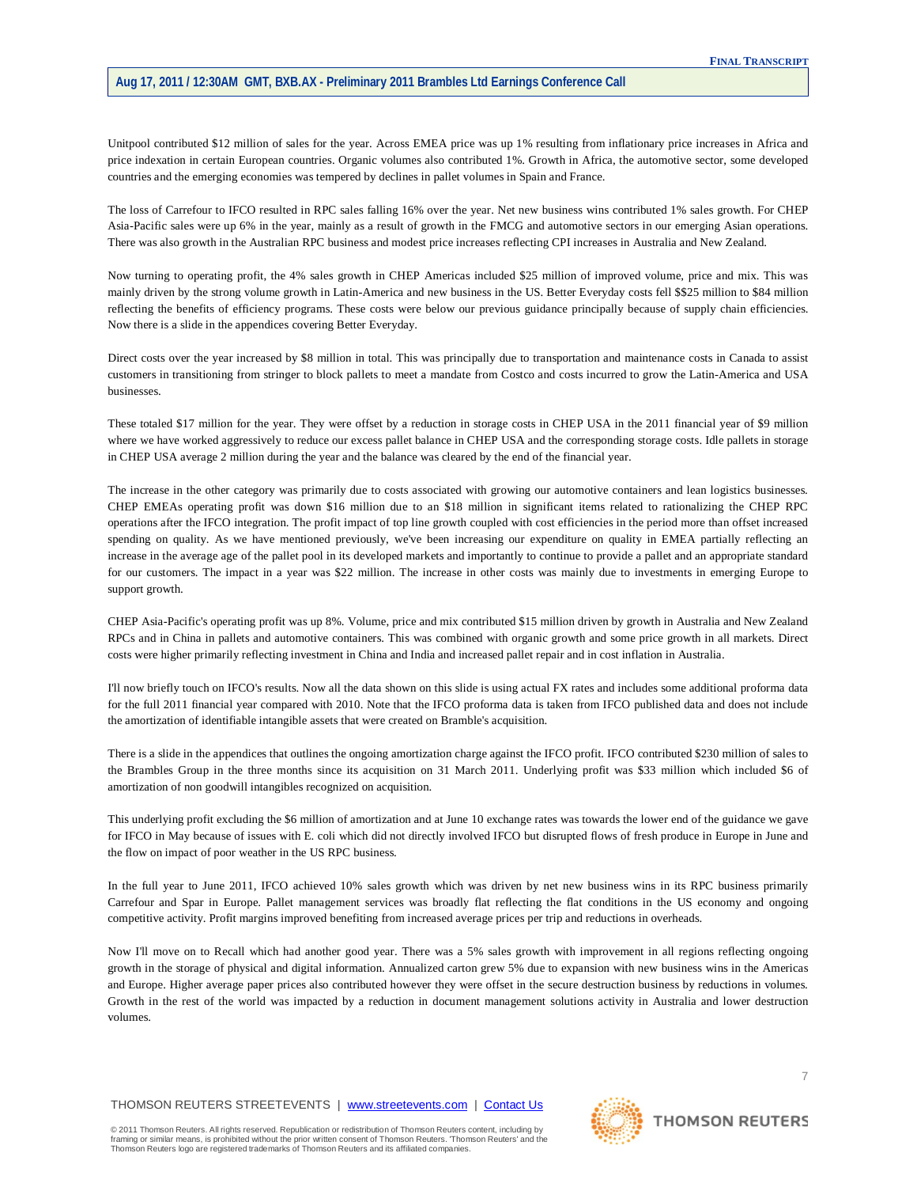Unitpool contributed $12 million of sales for the year. Across EMEA price was up 1% resulting from inflationary price increases in Africa and price indexation in certain European countries. Organic volumes also contributed 1%. Growth in Africa, the automotive sector, some developed countries and the emerging economies was tempered by declines in pallet volumes in Spain and France.

The loss of Carrefour to IFCO resulted in RPC sales falling 16% over the year. Net new business wins contributed 1% sales growth. For CHEP Asia-Pacific sales were up 6% in the year, mainly as a result of growth in the FMCG and automotive sectors in our emerging Asian operations. There was also growth in the Australian RPC business and modest price increases reflecting CPI increases in Australia and New Zealand.

Now turning to operating profit, the 4% sales growth in CHEP Americas included $25 million of improved volume, price and mix. This was mainly driven by the strong volume growth in Latin-America and new business in the US. Better Everyday costs fell $$25 million to $84 million reflecting the benefits of efficiency programs. These costs were below our previous guidance principally because of supply chain efficiencies. Now there is a slide in the appendices covering Better Everyday.

Direct costs over the year increased by $8 million in total. This was principally due to transportation and maintenance costs in Canada to assist customers in transitioning from stringer to block pallets to meet a mandate from Costco and costs incurred to grow the Latin-America and USA businesses.

These totaled $17 million for the year. They were offset by a reduction in storage costs in CHEP USA in the 2011 financial year of $9 million where we have worked aggressively to reduce our excess pallet balance in CHEP USA and the corresponding storage costs. Idle pallets in storage in CHEP USA average 2 million during the year and the balance was cleared by the end of the financial year.

The increase in the other category was primarily due to costs associated with growing our automotive containers and lean logistics businesses. CHEP EMEAs operating profit was down $16 million due to an $18 million in significant items related to rationalizing the CHEP RPC operations after the IFCO integration. The profit impact of top line growth coupled with cost efficiencies in the period more than offset increased spending on quality. As we have mentioned previously, we've been increasing our expenditure on quality in EMEA partially reflecting an increase in the average age of the pallet pool in its developed markets and importantly to continue to provide a pallet and an appropriate standard for our customers. The impact in a year was $22 million. The increase in other costs was mainly due to investments in emerging Europe to support growth.

CHEP Asia-Pacific's operating profit was up 8%. Volume, price and mix contributed $15 million driven by growth in Australia and New Zealand RPCs and in China in pallets and automotive containers. This was combined with organic growth and some price growth in all markets. Direct costs were higher primarily reflecting investment in China and India and increased pallet repair and in cost inflation in Australia.

I'll now briefly touch on IFCO's results. Now all the data shown on this slide is using actual FX rates and includes some additional proforma data for the full 2011 financial year compared with 2010. Note that the IFCO proforma data is taken from IFCO published data and does not include the amortization of identifiable intangible assets that were created on Bramble's acquisition.

There is a slide in the appendices that outlines the ongoing amortization charge against the IFCO profit. IFCO contributed $230 million of sales to the Brambles Group in the three months since its acquisition on 31 March 2011. Underlying profit was $33 million which included $6 of amortization of non goodwill intangibles recognized on acquisition.

This underlying profit excluding the $6 million of amortization and at June 10 exchange rates was towards the lower end of the guidance we gave for IFCO in May because of issues with E. coli which did not directly involved IFCO but disrupted flows of fresh produce in Europe in June and the flow on impact of poor weather in the US RPC business.

In the full year to June 2011, IFCO achieved 10% sales growth which was driven by net new business wins in its RPC business primarily Carrefour and Spar in Europe. Pallet management services was broadly flat reflecting the flat conditions in the US economy and ongoing competitive activity. Profit margins improved benefiting from increased average prices per trip and reductions in overheads.

Now I'll move on to Recall which had another good year. There was a 5% sales growth with improvement in all regions reflecting ongoing growth in the storage of physical and digital information. Annualized carton grew 5% due to expansion with new business wins in the Americas and Europe. Higher average paper prices also contributed however they were offset in the secure destruction business by reductions in volumes. Growth in the rest of the world was impacted by a reduction in document management solutions activity in Australia and lower destruction volumes.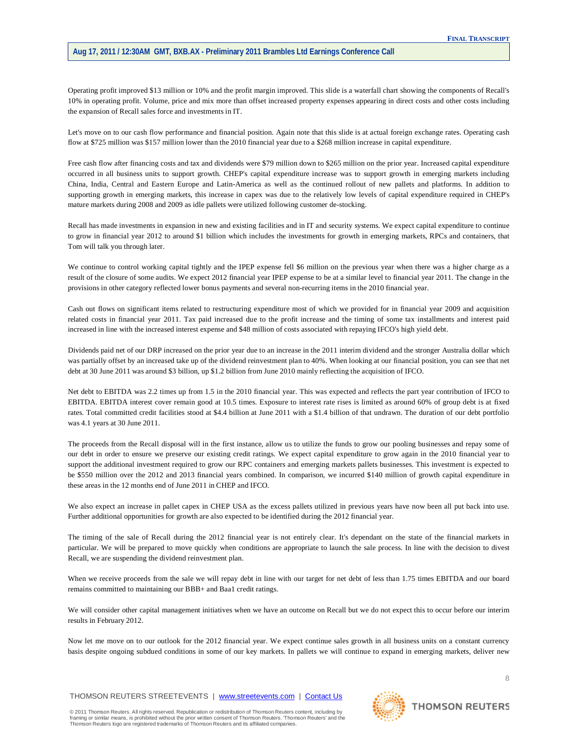Operating profit improved $13 million or 10% and the profit margin improved. This slide is a waterfall chart showing the components of Recall's 10% in operating profit. Volume, price and mix more than offset increased property expenses appearing in direct costs and other costs including the expansion of Recall sales force and investments in IT.

Let's move on to our cash flow performance and financial position. Again note that this slide is at actual foreign exchange rates. Operating cash flow at $725 million was $157 million lower than the 2010 financial year due to a $268 million increase in capital expenditure.

Free cash flow after financing costs and tax and dividends were $79 million down to $265 million on the prior year. Increased capital expenditure occurred in all business units to support growth. CHEP's capital expenditure increase was to support growth in emerging markets including China, India, Central and Eastern Europe and Latin-America as well as the continued rollout of new pallets and platforms. In addition to supporting growth in emerging markets, this increase in capex was due to the relatively low levels of capital expenditure required in CHEP's mature markets during 2008 and 2009 as idle pallets were utilized following customer de-stocking.

Recall has made investments in expansion in new and existing facilities and in IT and security systems. We expect capital expenditure to continue to grow in financial year 2012 to around $1 billion which includes the investments for growth in emerging markets, RPCs and containers, that Tom will talk you through later.

We continue to control working capital tightly and the IPEP expense fell $6 million on the previous year when there was a higher charge as a result of the closure of some audits. We expect 2012 financial year IPEP expense to be at a similar level to financial year 2011. The change in the provisions in other category reflected lower bonus payments and several non-recurring items in the 2010 financial year.

Cash out flows on significant items related to restructuring expenditure most of which we provided for in financial year 2009 and acquisition related costs in financial year 2011. Tax paid increased due to the profit increase and the timing of some tax installments and interest paid increased in line with the increased interest expense and $48 million of costs associated with repaying IFCO's high yield debt.

Dividends paid net of our DRP increased on the prior year due to an increase in the 2011 interim dividend and the stronger Australia dollar which was partially offset by an increased take up of the dividend reinvestment plan to 40%. When looking at our financial position, you can see that net debt at 30 June 2011 was around $3 billion, up $1.2 billion from June 2010 mainly reflecting the acquisition of IFCO.

Net debt to EBITDA was 2.2 times up from 1.5 in the 2010 financial year. This was expected and reflects the part year contribution of IFCO to EBITDA. EBITDA interest cover remain good at 10.5 times. Exposure to interest rate rises is limited as around 60% of group debt is at fixed rates. Total committed credit facilities stood at $4.4 billion at June 2011 with a $1.4 billion of that undrawn. The duration of our debt portfolio was 4.1 years at 30 June 2011.

The proceeds from the Recall disposal will in the first instance, allow us to utilize the funds to grow our pooling businesses and repay some of our debt in order to ensure we preserve our existing credit ratings. We expect capital expenditure to grow again in the 2010 financial year to support the additional investment required to grow our RPC containers and emerging markets pallets businesses. This investment is expected to be $550 million over the 2012 and 2013 financial years combined. In comparison, we incurred $140 million of growth capital expenditure in these areas in the 12 months end of June 2011 in CHEP and IFCO.

We also expect an increase in pallet capex in CHEP USA as the excess pallets utilized in previous years have now been all put back into use. Further additional opportunities for growth are also expected to be identified during the 2012 financial year.

The timing of the sale of Recall during the 2012 financial year is not entirely clear. It's dependant on the state of the financial markets in particular. We will be prepared to move quickly when conditions are appropriate to launch the sale process. In line with the decision to divest Recall, we are suspending the dividend reinvestment plan.

When we receive proceeds from the sale we will repay debt in line with our target for net debt of less than 1.75 times EBITDA and our board remains committed to maintaining our BBB+ and Baa1 credit ratings.

We will consider other capital management initiatives when we have an outcome on Recall but we do not expect this to occur before our interim results in February 2012.

Now let me move on to our outlook for the 2012 financial year. We expect continue sales growth in all business units on a constant currency basis despite ongoing subdued conditions in some of our key markets. In pallets we will continue to expand in emerging markets, deliver new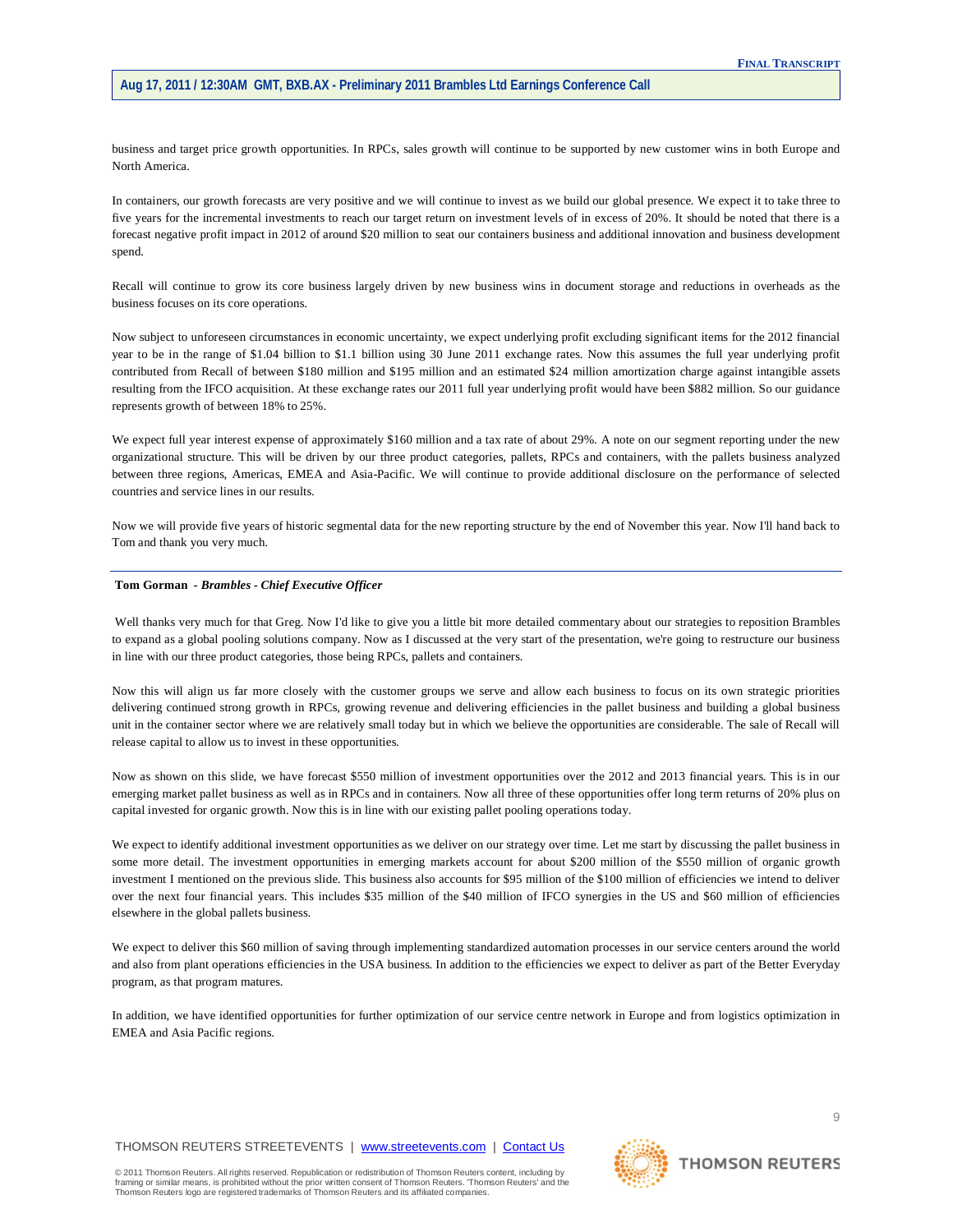business and target price growth opportunities. In RPCs, sales growth will continue to be supported by new customer wins in both Europe and North America.

In containers, our growth forecasts are very positive and we will continue to invest as we build our global presence. We expect it to take three to five years for the incremental investments to reach our target return on investment levels of in excess of 20%. It should be noted that there is a forecast negative profit impact in 2012 of around $20 million to seat our containers business and additional innovation and business development spend.

Recall will continue to grow its core business largely driven by new business wins in document storage and reductions in overheads as the business focuses on its core operations.

Now subject to unforeseen circumstances in economic uncertainty, we expect underlying profit excluding significant items for the 2012 financial year to be in the range of $1.04 billion to $1.1 billion using 30 June 2011 exchange rates. Now this assumes the full year underlying profit contributed from Recall of between $180 million and $195 million and an estimated $24 million amortization charge against intangible assets resulting from the IFCO acquisition. At these exchange rates our 2011 full year underlying profit would have been $882 million. So our guidance represents growth of between 18% to 25%.

We expect full year interest expense of approximately $160 million and a tax rate of about 29%. A note on our segment reporting under the new organizational structure. This will be driven by our three product categories, pallets, RPCs and containers, with the pallets business analyzed between three regions, Americas, EMEA and Asia-Pacific. We will continue to provide additional disclosure on the performance of selected countries and service lines in our results.

Now we will provide five years of historic segmental data for the new reporting structure by the end of November this year. Now I'll hand back to Tom and thank you very much.

---

**Tom Gorman** - ***Brambles - Chief Executive Officer***

Well thanks very much for that Greg. Now I'd like to give you a little bit more detailed commentary about our strategies to reposition Brambles to expand as a global pooling solutions company. Now as I discussed at the very start of the presentation, we're going to restructure our business in line with our three product categories, those being RPCs, pallets and containers.

Now this will align us far more closely with the customer groups we serve and allow each business to focus on its own strategic priorities delivering continued strong growth in RPCs, growing revenue and delivering efficiencies in the pallet business and building a global business unit in the container sector where we are relatively small today but in which we believe the opportunities are considerable. The sale of Recall will release capital to allow us to invest in these opportunities.

Now as shown on this slide, we have forecast $550 million of investment opportunities over the 2012 and 2013 financial years. This is in our emerging market pallet business as well as in RPCs and in containers. Now all three of these opportunities offer long term returns of 20% plus on capital invested for organic growth. Now this is in line with our existing pallet pooling operations today.

We expect to identify additional investment opportunities as we deliver on our strategy over time. Let me start by discussing the pallet business in some more detail. The investment opportunities in emerging markets account for about $200 million of the $550 million of organic growth investment I mentioned on the previous slide. This business also accounts for $95 million of the $100 million of efficiencies we intend to deliver over the next four financial years. This includes $35 million of the $40 million of IFCO synergies in the US and $60 million of efficiencies elsewhere in the global pallets business.

We expect to deliver this $60 million of saving through implementing standardized automation processes in our service centers around the world and also from plant operations efficiencies in the USA business. In addition to the efficiencies we expect to deliver as part of the Better Everyday program, as that program matures.

In addition, we have identified opportunities for further optimization of our service centre network in Europe and from logistics optimization in EMEA and Asia Pacific regions.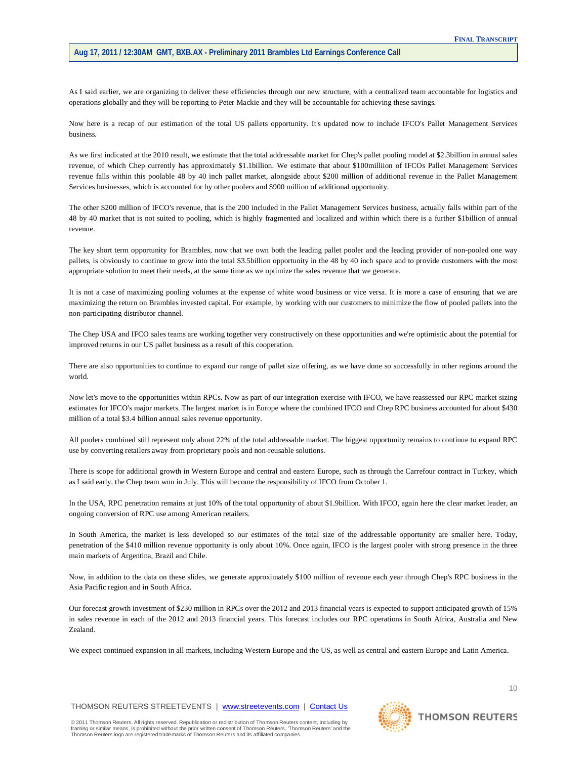As I said earlier, we are organizing to deliver these efficiencies through our new structure, with a centralized team accountable for logistics and operations globally and they will be reporting to Peter Mackie and they will be accountable for achieving these savings.

Now here is a recap of our estimation of the total US pallets opportunity. It's updated now to include IFCO's Pallet Management Services business.

As we first indicated at the 2010 result, we estimate that the total addressable market for Chep's pallet pooling model at $2.3billion in annual sales revenue, of which Chep currently has approximately $1.1billion. We estimate that about $100milliion of IFCOs Pallet Management Services revenue falls within this poolable 48 by 40 inch pallet market, alongside about $200 million of additional revenue in the Pallet Management Services businesses, which is accounted for by other poolers and $900 million of additional opportunity.

The other $200 million of IFCO's revenue, that is the 200 included in the Pallet Management Services business, actually falls within part of the 48 by 40 market that is not suited to pooling, which is highly fragmented and localized and within which there is a further $1billion of annual revenue.

The key short term opportunity for Brambles, now that we own both the leading pallet pooler and the leading provider of non-pooled one way pallets, is obviously to continue to grow into the total $3.5billion opportunity in the 48 by 40 inch space and to provide customers with the most appropriate solution to meet their needs, at the same time as we optimize the sales revenue that we generate.

It is not a case of maximizing pooling volumes at the expense of white wood business or vice versa. It is more a case of ensuring that we are maximizing the return on Brambles invested capital. For example, by working with our customers to minimize the flow of pooled pallets into the non-participating distributor channel.

The Chep USA and IFCO sales teams are working together very constructively on these opportunities and we're optimistic about the potential for improved returns in our US pallet business as a result of this cooperation.

There are also opportunities to continue to expand our range of pallet size offering, as we have done so successfully in other regions around the world.

Now let's move to the opportunities within RPCs. Now as part of our integration exercise with IFCO, we have reassessed our RPC market sizing estimates for IFCO's major markets. The largest market is in Europe where the combined IFCO and Chep RPC business accounted for about $430 million of a total $3.4 billion annual sales revenue opportunity.

All poolers combined still represent only about 22% of the total addressable market. The biggest opportunity remains to continue to expand RPC use by converting retailers away from proprietary pools and non-reusable solutions.

There is scope for additional growth in Western Europe and central and eastern Europe, such as through the Carrefour contract in Turkey, which as I said early, the Chep team won in July. This will become the responsibility of IFCO from October 1.

In the USA, RPC penetration remains at just 10% of the total opportunity of about $1.9billion. With IFCO, again here the clear market leader, an ongoing conversion of RPC use among American retailers.

In South America, the market is less developed so our estimates of the total size of the addressable opportunity are smaller here. Today, penetration of the $410 million revenue opportunity is only about 10%. Once again, IFCO is the largest pooler with strong presence in the three main markets of Argentina, Brazil and Chile.

Now, in addition to the data on these slides, we generate approximately $100 million of revenue each year through Chep's RPC business in the Asia Pacific region and in South Africa.

Our forecast growth investment of $230 million in RPCs over the 2012 and 2013 financial years is expected to support anticipated growth of 15% in sales revenue in each of the 2012 and 2013 financial years. This forecast includes our RPC operations in South Africa, Australia and New Zealand.

We expect continued expansion in all markets, including Western Europe and the US, as well as central and eastern Europe and Latin America.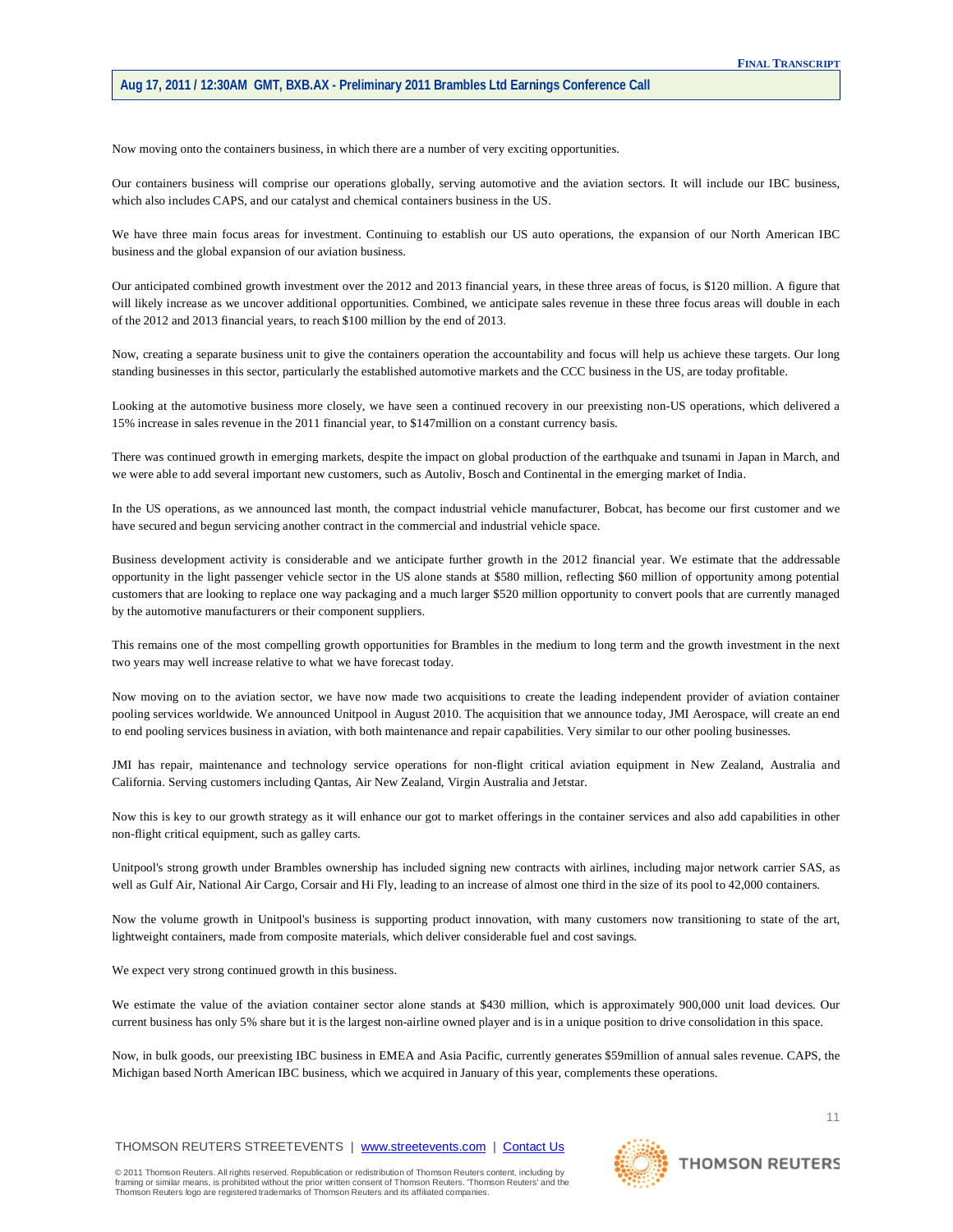Now moving onto the containers business, in which there are a number of very exciting opportunities.

Our containers business will comprise our operations globally, serving automotive and the aviation sectors. It will include our IBC business, which also includes CAPS, and our catalyst and chemical containers business in the US.

We have three main focus areas for investment. Continuing to establish our US auto operations, the expansion of our North American IBC business and the global expansion of our aviation business.

Our anticipated combined growth investment over the 2012 and 2013 financial years, in these three areas of focus, is $120 million. A figure that will likely increase as we uncover additional opportunities. Combined, we anticipate sales revenue in these three focus areas will double in each of the 2012 and 2013 financial years, to reach $100 million by the end of 2013.

Now, creating a separate business unit to give the containers operation the accountability and focus will help us achieve these targets. Our long standing businesses in this sector, particularly the established automotive markets and the CCC business in the US, are today profitable.

Looking at the automotive business more closely, we have seen a continued recovery in our preexisting non-US operations, which delivered a 15% increase in sales revenue in the 2011 financial year, to $147million on a constant currency basis.

There was continued growth in emerging markets, despite the impact on global production of the earthquake and tsunami in Japan in March, and we were able to add several important new customers, such as Autoliv, Bosch and Continental in the emerging market of India.

In the US operations, as we announced last month, the compact industrial vehicle manufacturer, Bobcat, has become our first customer and we have secured and begun servicing another contract in the commercial and industrial vehicle space.

Business development activity is considerable and we anticipate further growth in the 2012 financial year. We estimate that the addressable opportunity in the light passenger vehicle sector in the US alone stands at $580 million, reflecting $60 million of opportunity among potential customers that are looking to replace one way packaging and a much larger $520 million opportunity to convert pools that are currently managed by the automotive manufacturers or their component suppliers.

This remains one of the most compelling growth opportunities for Brambles in the medium to long term and the growth investment in the next two years may well increase relative to what we have forecast today.

Now moving on to the aviation sector, we have now made two acquisitions to create the leading independent provider of aviation container pooling services worldwide. We announced Unitpool in August 2010. The acquisition that we announce today, JMI Aerospace, will create an end to end pooling services business in aviation, with both maintenance and repair capabilities. Very similar to our other pooling businesses.

JMI has repair, maintenance and technology service operations for non-flight critical aviation equipment in New Zealand, Australia and California. Serving customers including Qantas, Air New Zealand, Virgin Australia and Jetstar.

Now this is key to our growth strategy as it will enhance our got to market offerings in the container services and also add capabilities in other non-flight critical equipment, such as galley carts.

Unitpool's strong growth under Brambles ownership has included signing new contracts with airlines, including major network carrier SAS, as well as Gulf Air, National Air Cargo, Corsair and Hi Fly, leading to an increase of almost one third in the size of its pool to 42,000 containers.

Now the volume growth in Unitpool's business is supporting product innovation, with many customers now transitioning to state of the art, lightweight containers, made from composite materials, which deliver considerable fuel and cost savings.

We expect very strong continued growth in this business.

We estimate the value of the aviation container sector alone stands at $430 million, which is approximately 900,000 unit load devices. Our current business has only 5% share but it is the largest non-airline owned player and is in a unique position to drive consolidation in this space.

Now, in bulk goods, our preexisting IBC business in EMEA and Asia Pacific, currently generates $59million of annual sales revenue. CAPS, the Michigan based North American IBC business, which we acquired in January of this year, complements these operations.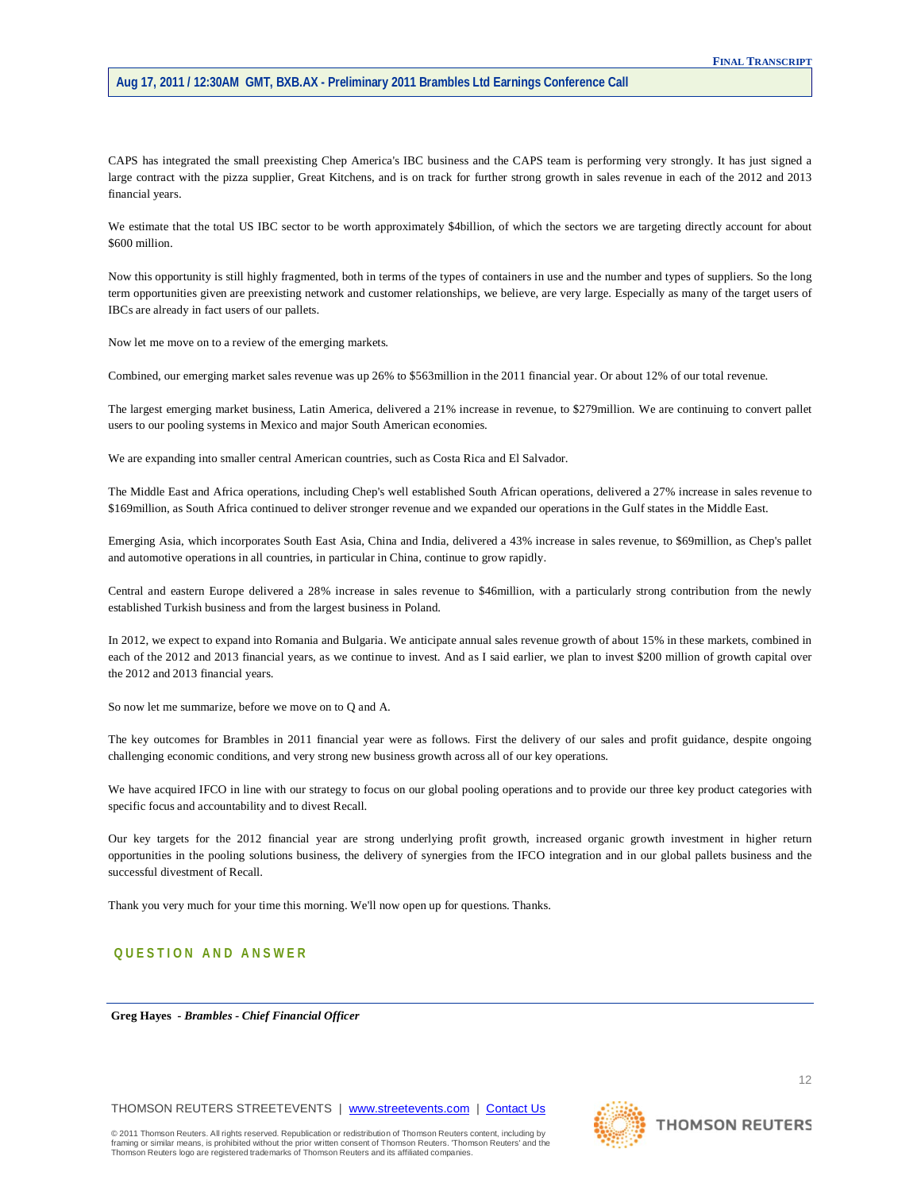CAPS has integrated the small preexisting Chep America's IBC business and the CAPS team is performing very strongly. It has just signed a large contract with the pizza supplier, Great Kitchens, and is on track for further strong growth in sales revenue in each of the 2012 and 2013 financial years.

We estimate that the total US IBC sector to be worth approximately $4billion, of which the sectors we are targeting directly account for about $600 million.

Now this opportunity is still highly fragmented, both in terms of the types of containers in use and the number and types of suppliers. So the long term opportunities given are preexisting network and customer relationships, we believe, are very large. Especially as many of the target users of IBCs are already in fact users of our pallets.

Now let me move on to a review of the emerging markets.

Combined, our emerging market sales revenue was up 26% to $563million in the 2011 financial year. Or about 12% of our total revenue.

The largest emerging market business, Latin America, delivered a 21% increase in revenue, to $279million. We are continuing to convert pallet users to our pooling systems in Mexico and major South American economies.

We are expanding into smaller central American countries, such as Costa Rica and El Salvador.

The Middle East and Africa operations, including Chep's well established South African operations, delivered a 27% increase in sales revenue to $169million, as South Africa continued to deliver stronger revenue and we expanded our operations in the Gulf states in the Middle East.

Emerging Asia, which incorporates South East Asia, China and India, delivered a 43% increase in sales revenue, to $69million, as Chep's pallet and automotive operations in all countries, in particular in China, continue to grow rapidly.

Central and eastern Europe delivered a 28% increase in sales revenue to $46million, with a particularly strong contribution from the newly established Turkish business and from the largest business in Poland.

In 2012, we expect to expand into Romania and Bulgaria. We anticipate annual sales revenue growth of about 15% in these markets, combined in each of the 2012 and 2013 financial years, as we continue to invest. And as I said earlier, we plan to invest $200 million of growth capital over the 2012 and 2013 financial years.

So now let me summarize, before we move on to Q and A.

The key outcomes for Brambles in 2011 financial year were as follows. First the delivery of our sales and profit guidance, despite ongoing challenging economic conditions, and very strong new business growth across all of our key operations.

We have acquired IFCO in line with our strategy to focus on our global pooling operations and to provide our three key product categories with specific focus and accountability and to divest Recall.

Our key targets for the 2012 financial year are strong underlying profit growth, increased organic growth investment in higher return opportunities in the pooling solutions business, the delivery of synergies from the IFCO integration and in our global pallets business and the successful divestment of Recall.

Thank you very much for your time this morning. We'll now open up for questions. Thanks.

## QUESTION AND ANSWER

---

**Greg Hayes** - ***Brambles - Chief Financial Officer***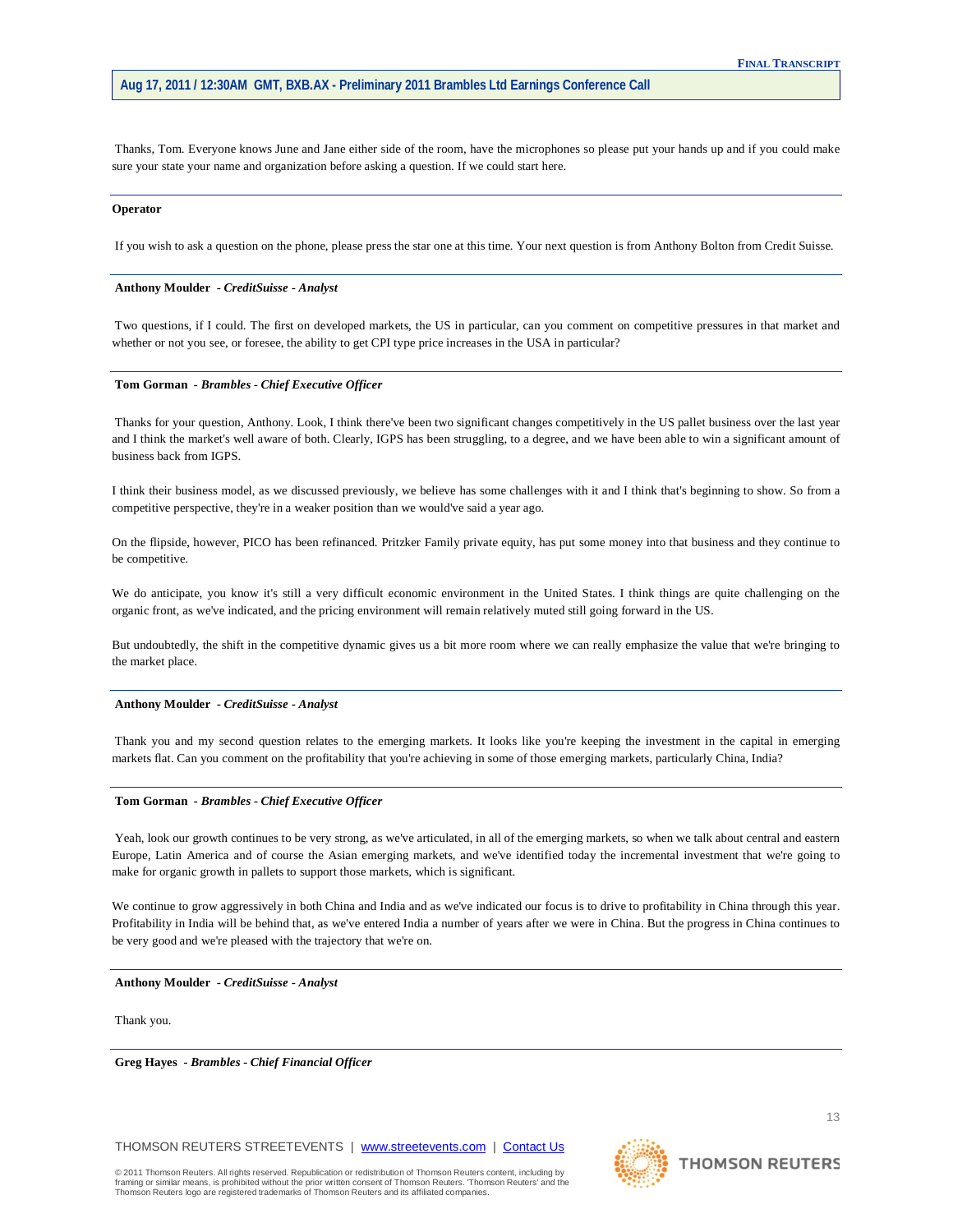Thanks, Tom. Everyone knows June and Jane either side of the room, have the microphones so please put your hands up and if you could make sure your state your name and organization before asking a question. If we could start here.

---

**Operator**

If you wish to ask a question on the phone, please press the star one at this time. Your next question is from Anthony Bolton from Credit Suisse.

---

**Anthony Moulder** *- CreditSuisse - Analyst*

Two questions, if I could. The first on developed markets, the US in particular, can you comment on competitive pressures in that market and whether or not you see, or foresee, the ability to get CPI type price increases in the USA in particular?

---

**Tom Gorman** *- Brambles - Chief Executive Officer*

Thanks for your question, Anthony. Look, I think there've been two significant changes competitively in the US pallet business over the last year and I think the market's well aware of both. Clearly, IGPS has been struggling, to a degree, and we have been able to win a significant amount of business back from IGPS.

I think their business model, as we discussed previously, we believe has some challenges with it and I think that's beginning to show. So from a competitive perspective, they're in a weaker position than we would've said a year ago.

On the flipside, however, PICO has been refinanced. Pritzker Family private equity, has put some money into that business and they continue to be competitive.

We do anticipate, you know it's still a very difficult economic environment in the United States. I think things are quite challenging on the organic front, as we've indicated, and the pricing environment will remain relatively muted still going forward in the US.

But undoubtedly, the shift in the competitive dynamic gives us a bit more room where we can really emphasize the value that we're bringing to the market place.

---

**Anthony Moulder** *- CreditSuisse - Analyst*

Thank you and my second question relates to the emerging markets. It looks like you're keeping the investment in the capital in emerging markets flat. Can you comment on the profitability that you're achieving in some of those emerging markets, particularly China, India?

---

**Tom Gorman** *- Brambles - Chief Executive Officer*

Yeah, look our growth continues to be very strong, as we've articulated, in all of the emerging markets, so when we talk about central and eastern Europe, Latin America and of course the Asian emerging markets, and we've identified today the incremental investment that we're going to make for organic growth in pallets to support those markets, which is significant.

We continue to grow aggressively in both China and India and as we've indicated our focus is to drive to profitability in China through this year. Profitability in India will be behind that, as we've entered India a number of years after we were in China. But the progress in China continues to be very good and we're pleased with the trajectory that we're on.

---

**Anthony Moulder** *- CreditSuisse - Analyst*

Thank you.

---

**Greg Hayes** *- Brambles - Chief Financial Officer*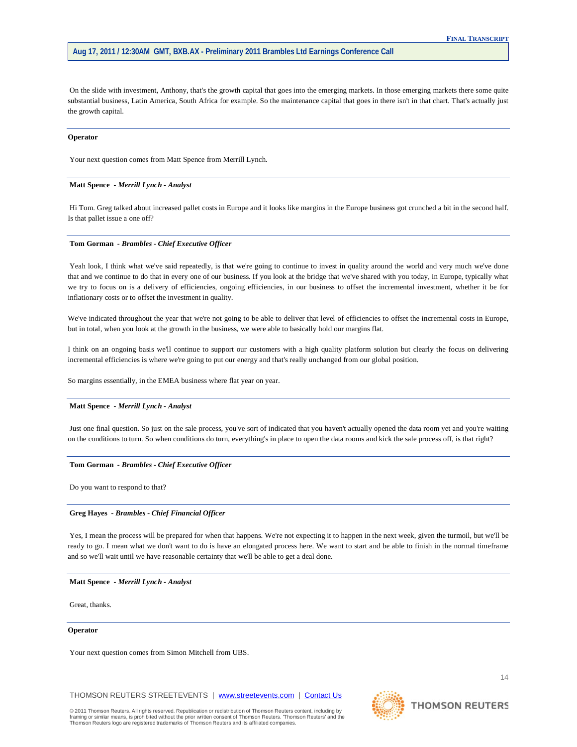On the slide with investment, Anthony, that's the growth capital that goes into the emerging markets. In those emerging markets there some quite substantial business, Latin America, South Africa for example. So the maintenance capital that goes in there isn't in that chart. That's actually just the growth capital.

---

**Operator**

Your next question comes from Matt Spence from Merrill Lynch.

---

**Matt Spence** *- Merrill Lynch - Analyst*

Hi Tom. Greg talked about increased pallet costs in Europe and it looks like margins in the Europe business got crunched a bit in the second half. Is that pallet issue a one off?

---

**Tom Gorman** *- Brambles - Chief Executive Officer*

Yeah look, I think what we've said repeatedly, is that we're going to continue to invest in quality around the world and very much we've done that and we continue to do that in every one of our business. If you look at the bridge that we've shared with you today, in Europe, typically what we try to focus on is a delivery of efficiencies, ongoing efficiencies, in our business to offset the incremental investment, whether it be for inflationary costs or to offset the investment in quality.

We've indicated throughout the year that we're not going to be able to deliver that level of efficiencies to offset the incremental costs in Europe, but in total, when you look at the growth in the business, we were able to basically hold our margins flat.

I think on an ongoing basis we'll continue to support our customers with a high quality platform solution but clearly the focus on delivering incremental efficiencies is where we're going to put our energy and that's really unchanged from our global position.

So margins essentially, in the EMEA business where flat year on year.

---

**Matt Spence** *- Merrill Lynch - Analyst*

Just one final question. So just on the sale process, you've sort of indicated that you haven't actually opened the data room yet and you're waiting on the conditions to turn. So when conditions do turn, everything's in place to open the data rooms and kick the sale process off, is that right?

---

**Tom Gorman** *- Brambles - Chief Executive Officer*

Do you want to respond to that?

---

**Greg Hayes** *- Brambles - Chief Financial Officer*

Yes, I mean the process will be prepared for when that happens. We're not expecting it to happen in the next week, given the turmoil, but we'll be ready to go. I mean what we don't want to do is have an elongated process here. We want to start and be able to finish in the normal timeframe and so we'll wait until we have reasonable certainty that we'll be able to get a deal done.

---

**Matt Spence** *- Merrill Lynch - Analyst*

Great, thanks.

---

**Operator**

Your next question comes from Simon Mitchell from UBS.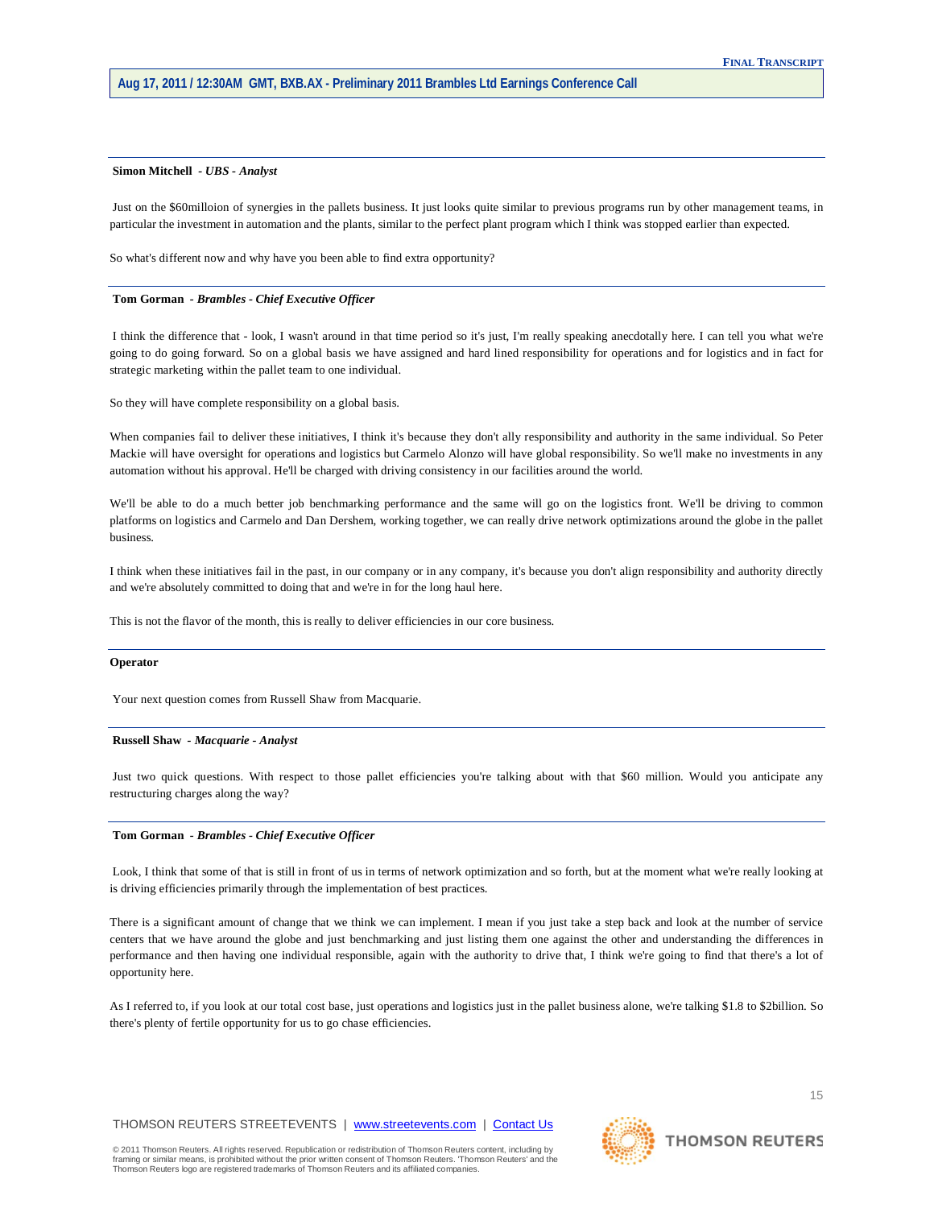**Simon Mitchell** *- UBS - Analyst*

Just on the $60milloion of synergies in the pallets business. It just looks quite similar to previous programs run by other management teams, in particular the investment in automation and the plants, similar to the perfect plant program which I think was stopped earlier than expected.

So what's different now and why have you been able to find extra opportunity?

---

**Tom Gorman** *- Brambles - Chief Executive Officer*

I think the difference that - look, I wasn't around in that time period so it's just, I'm really speaking anecdotally here. I can tell you what we're going to do going forward. So on a global basis we have assigned and hard lined responsibility for operations and for logistics and in fact for strategic marketing within the pallet team to one individual.

So they will have complete responsibility on a global basis.

When companies fail to deliver these initiatives, I think it's because they don't ally responsibility and authority in the same individual. So Peter Mackie will have oversight for operations and logistics but Carmelo Alonzo will have global responsibility. So we'll make no investments in any automation without his approval. He'll be charged with driving consistency in our facilities around the world.

We'll be able to do a much better job benchmarking performance and the same will go on the logistics front. We'll be driving to common platforms on logistics and Carmelo and Dan Dershem, working together, we can really drive network optimizations around the globe in the pallet business.

I think when these initiatives fail in the past, in our company or in any company, it's because you don't align responsibility and authority directly and we're absolutely committed to doing that and we're in for the long haul here.

This is not the flavor of the month, this is really to deliver efficiencies in our core business.

---

**Operator**

Your next question comes from Russell Shaw from Macquarie.

---

**Russell Shaw** *- Macquarie - Analyst*

Just two quick questions. With respect to those pallet efficiencies you're talking about with that $60 million. Would you anticipate any restructuring charges along the way?

---

**Tom Gorman** *- Brambles - Chief Executive Officer*

Look, I think that some of that is still in front of us in terms of network optimization and so forth, but at the moment what we're really looking at is driving efficiencies primarily through the implementation of best practices.

There is a significant amount of change that we think we can implement. I mean if you just take a step back and look at the number of service centers that we have around the globe and just benchmarking and just listing them one against the other and understanding the differences in performance and then having one individual responsible, again with the authority to drive that, I think we're going to find that there's a lot of opportunity here.

As I referred to, if you look at our total cost base, just operations and logistics just in the pallet business alone, we're talking $1.8 to $2billion. So there's plenty of fertile opportunity for us to go chase efficiencies.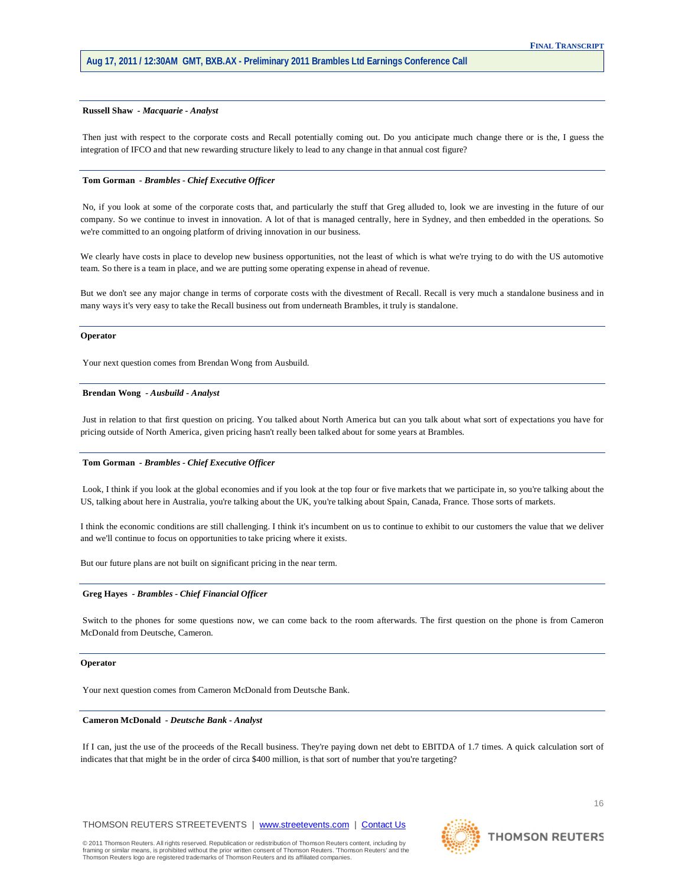**Russell Shaw** - ***Macquarie - Analyst***

Then just with respect to the corporate costs and Recall potentially coming out. Do you anticipate much change there or is the, I guess the integration of IFCO and that new rewarding structure likely to lead to any change in that annual cost figure?

**Tom Gorman** - ***Brambles - Chief Executive Officer***

No, if you look at some of the corporate costs that, and particularly the stuff that Greg alluded to, look we are investing in the future of our company. So we continue to invest in innovation. A lot of that is managed centrally, here in Sydney, and then embedded in the operations. So we're committed to an ongoing platform of driving innovation in our business.

We clearly have costs in place to develop new business opportunities, not the least of which is what we're trying to do with the US automotive team. So there is a team in place, and we are putting some operating expense in ahead of revenue.

But we don't see any major change in terms of corporate costs with the divestment of Recall. Recall is very much a standalone business and in many ways it's very easy to take the Recall business out from underneath Brambles, it truly is standalone.

**Operator**

Your next question comes from Brendan Wong from Ausbuild.

**Brendan Wong** - ***Ausbuild - Analyst***

Just in relation to that first question on pricing. You talked about North America but can you talk about what sort of expectations you have for pricing outside of North America, given pricing hasn't really been talked about for some years at Brambles.

**Tom Gorman** - ***Brambles - Chief Executive Officer***

Look, I think if you look at the global economies and if you look at the top four or five markets that we participate in, so you're talking about the US, talking about here in Australia, you're talking about the UK, you're talking about Spain, Canada, France. Those sorts of markets.

I think the economic conditions are still challenging. I think it's incumbent on us to continue to exhibit to our customers the value that we deliver and we'll continue to focus on opportunities to take pricing where it exists.

But our future plans are not built on significant pricing in the near term.

**Greg Hayes** - ***Brambles - Chief Financial Officer***

Switch to the phones for some questions now, we can come back to the room afterwards. The first question on the phone is from Cameron McDonald from Deutsche, Cameron.

**Operator**

Your next question comes from Cameron McDonald from Deutsche Bank.

**Cameron McDonald** - ***Deutsche Bank - Analyst***

If I can, just the use of the proceeds of the Recall business. They're paying down net debt to EBITDA of 1.7 times. A quick calculation sort of indicates that that might be in the order of circa $400 million, is that sort of number that you're targeting?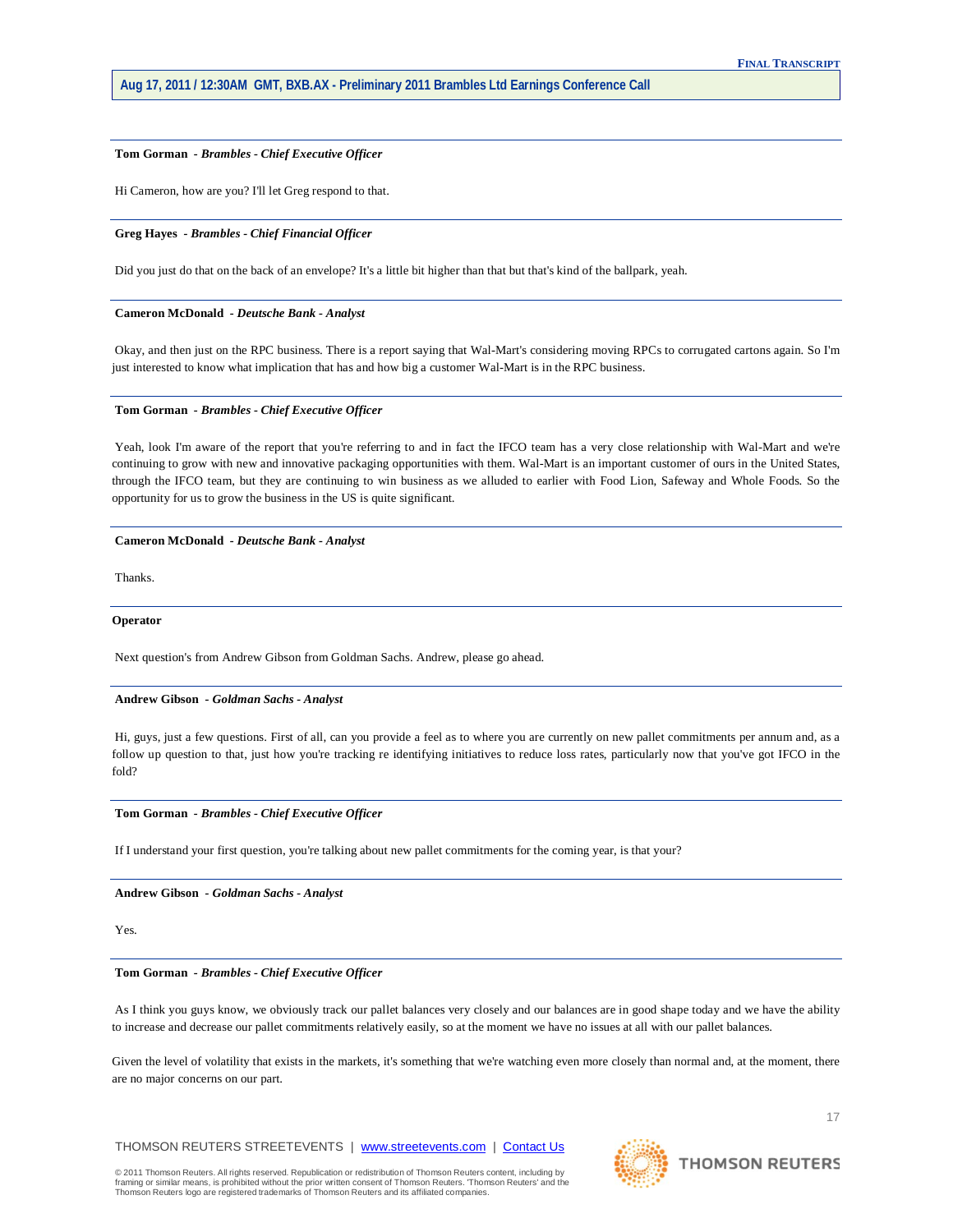**Tom Gorman** - ***Brambles - Chief Executive Officer***

Hi Cameron, how are you? I'll let Greg respond to that.

**Greg Hayes** - ***Brambles - Chief Financial Officer***

Did you just do that on the back of an envelope? It's a little bit higher than that but that's kind of the ballpark, yeah.

**Cameron McDonald** - ***Deutsche Bank - Analyst***

Okay, and then just on the RPC business. There is a report saying that Wal-Mart's considering moving RPCs to corrugated cartons again. So I'm just interested to know what implication that has and how big a customer Wal-Mart is in the RPC business.

**Tom Gorman** - ***Brambles - Chief Executive Officer***

Yeah, look I'm aware of the report that you're referring to and in fact the IFCO team has a very close relationship with Wal-Mart and we're continuing to grow with new and innovative packaging opportunities with them. Wal-Mart is an important customer of ours in the United States, through the IFCO team, but they are continuing to win business as we alluded to earlier with Food Lion, Safeway and Whole Foods. So the opportunity for us to grow the business in the US is quite significant.

**Cameron McDonald** - ***Deutsche Bank - Analyst***

Thanks.

**Operator**

Next question's from Andrew Gibson from Goldman Sachs. Andrew, please go ahead.

**Andrew Gibson** - ***Goldman Sachs - Analyst***

Hi, guys, just a few questions. First of all, can you provide a feel as to where you are currently on new pallet commitments per annum and, as a follow up question to that, just how you're tracking re identifying initiatives to reduce loss rates, particularly now that you've got IFCO in the fold?

**Tom Gorman** - ***Brambles - Chief Executive Officer***

If I understand your first question, you're talking about new pallet commitments for the coming year, is that your?

**Andrew Gibson** - ***Goldman Sachs - Analyst***

Yes.

**Tom Gorman** - ***Brambles - Chief Executive Officer***

As I think you guys know, we obviously track our pallet balances very closely and our balances are in good shape today and we have the ability to increase and decrease our pallet commitments relatively easily, so at the moment we have no issues at all with our pallet balances.

Given the level of volatility that exists in the markets, it's something that we're watching even more closely than normal and, at the moment, there are no major concerns on our part.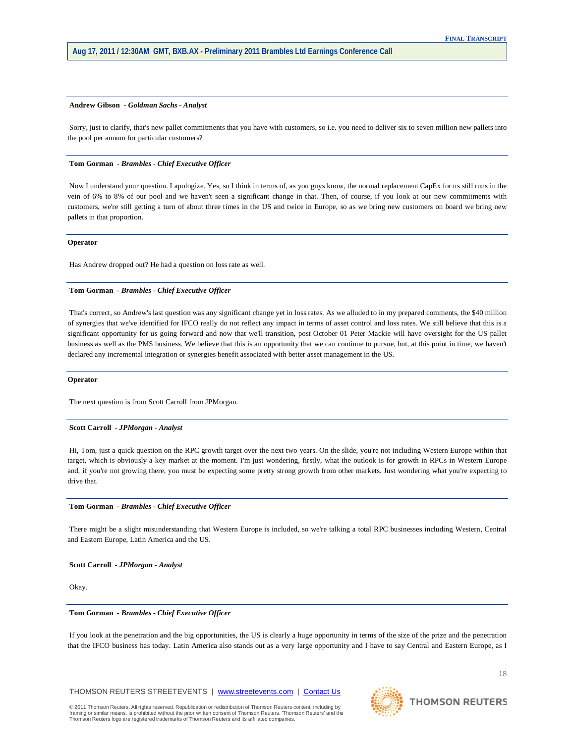**Andrew Gibson** *- Goldman Sachs - Analyst*

Sorry, just to clarify, that's new pallet commitments that you have with customers, so i.e. you need to deliver six to seven million new pallets into the pool per annum for particular customers?

---

**Tom Gorman** *- Brambles - Chief Executive Officer*

Now I understand your question. I apologize. Yes, so I think in terms of, as you guys know, the normal replacement CapEx for us still runs in the vein of 6% to 8% of our pool and we haven't seen a significant change in that. Then, of course, if you look at our new commitments with customers, we're still getting a turn of about three times in the US and twice in Europe, so as we bring new customers on board we bring new pallets in that proportion.

---

**Operator**

Has Andrew dropped out? He had a question on loss rate as well.

---

**Tom Gorman** *- Brambles - Chief Executive Officer*

That's correct, so Andrew's last question was any significant change yet in loss rates. As we alluded to in my prepared comments, the $40 million of synergies that we've identified for IFCO really do not reflect any impact in terms of asset control and loss rates. We still believe that this is a significant opportunity for us going forward and now that we'll transition, post October 01 Peter Mackie will have oversight for the US pallet business as well as the PMS business. We believe that this is an opportunity that we can continue to pursue, but, at this point in time, we haven't declared any incremental integration or synergies benefit associated with better asset management in the US.

---

**Operator**

The next question is from Scott Carroll from JPMorgan.

---

**Scott Carroll** *- JPMorgan - Analyst*

Hi, Tom, just a quick question on the RPC growth target over the next two years. On the slide, you're not including Western Europe within that target, which is obviously a key market at the moment. I'm just wondering, firstly, what the outlook is for growth in RPCs in Western Europe and, if you're not growing there, you must be expecting some pretty strong growth from other markets. Just wondering what you're expecting to drive that.

---

**Tom Gorman** *- Brambles - Chief Executive Officer*

There might be a slight misunderstanding that Western Europe is included, so we're talking a total RPC businesses including Western, Central and Eastern Europe, Latin America and the US.

---

**Scott Carroll** *- JPMorgan - Analyst*

Okay.

---

**Tom Gorman** *- Brambles - Chief Executive Officer*

If you look at the penetration and the big opportunities, the US is clearly a huge opportunity in terms of the size of the prize and the penetration that the IFCO business has today. Latin America also stands out as a very large opportunity and I have to say Central and Eastern Europe, as I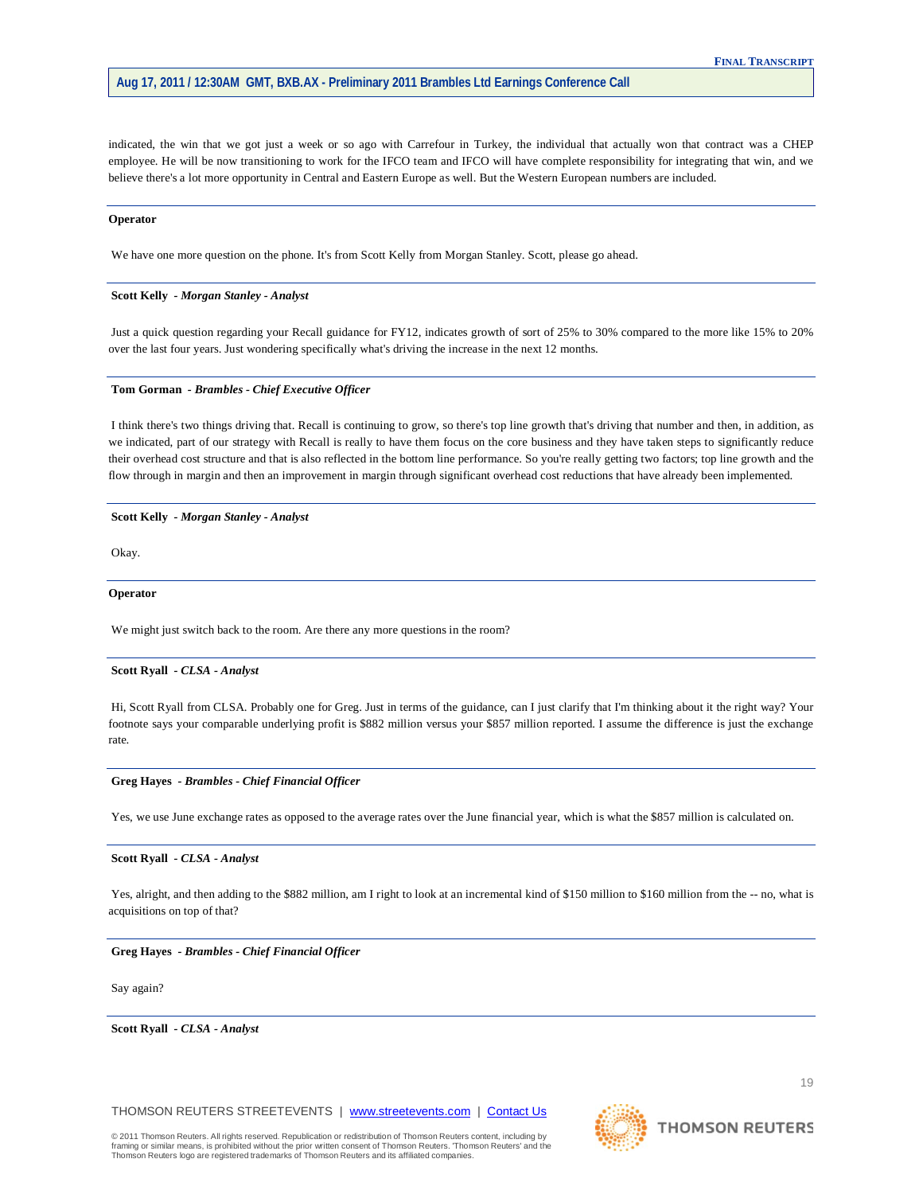indicated, the win that we got just a week or so ago with Carrefour in Turkey, the individual that actually won that contract was a CHEP employee. He will be now transitioning to work for the IFCO team and IFCO will have complete responsibility for integrating that win, and we believe there's a lot more opportunity in Central and Eastern Europe as well. But the Western European numbers are included.

---

**Operator**

We have one more question on the phone. It's from Scott Kelly from Morgan Stanley. Scott, please go ahead.

---

**Scott Kelly** *- Morgan Stanley - Analyst*

Just a quick question regarding your Recall guidance for FY12, indicates growth of sort of 25% to 30% compared to the more like 15% to 20% over the last four years. Just wondering specifically what's driving the increase in the next 12 months.

---

**Tom Gorman** *- Brambles - Chief Executive Officer*

I think there's two things driving that. Recall is continuing to grow, so there's top line growth that's driving that number and then, in addition, as we indicated, part of our strategy with Recall is really to have them focus on the core business and they have taken steps to significantly reduce their overhead cost structure and that is also reflected in the bottom line performance. So you're really getting two factors; top line growth and the flow through in margin and then an improvement in margin through significant overhead cost reductions that have already been implemented.

---

**Scott Kelly** *- Morgan Stanley - Analyst*

Okay.

---

**Operator**

We might just switch back to the room. Are there any more questions in the room?

---

**Scott Ryall** *- CLSA - Analyst*

Hi, Scott Ryall from CLSA. Probably one for Greg. Just in terms of the guidance, can I just clarify that I'm thinking about it the right way? Your footnote says your comparable underlying profit is $882 million versus your $857 million reported. I assume the difference is just the exchange rate.

---

**Greg Hayes** *- Brambles - Chief Financial Officer*

Yes, we use June exchange rates as opposed to the average rates over the June financial year, which is what the $857 million is calculated on.

---

**Scott Ryall** *- CLSA - Analyst*

Yes, alright, and then adding to the $882 million, am I right to look at an incremental kind of $150 million to $160 million from the -- no, what is acquisitions on top of that?

---

**Greg Hayes** *- Brambles - Chief Financial Officer*

Say again?

---

**Scott Ryall** *- CLSA - Analyst*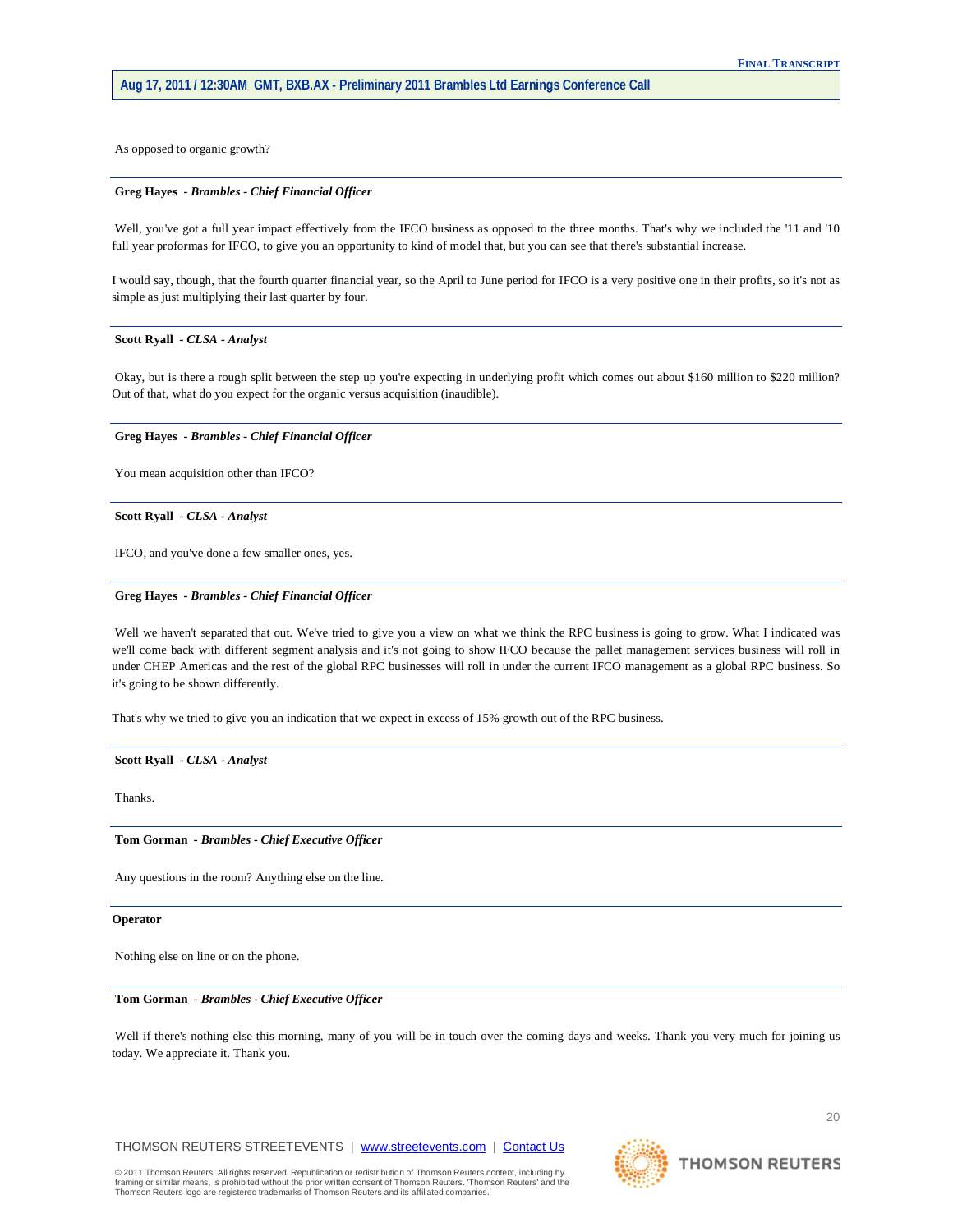As opposed to organic growth?

---

**Greg Hayes** - ***Brambles - Chief Financial Officer***

Well, you've got a full year impact effectively from the IFCO business as opposed to the three months. That's why we included the '11 and '10 full year proformas for IFCO, to give you an opportunity to kind of model that, but you can see that there's substantial increase.

I would say, though, that the fourth quarter financial year, so the April to June period for IFCO is a very positive one in their profits, so it's not as simple as just multiplying their last quarter by four.

---

**Scott Ryall** - ***CLSA - Analyst***

Okay, but is there a rough split between the step up you're expecting in underlying profit which comes out about $160 million to $220 million? Out of that, what do you expect for the organic versus acquisition (inaudible).

---

**Greg Hayes** - ***Brambles - Chief Financial Officer***

You mean acquisition other than IFCO?

---

**Scott Ryall** - ***CLSA - Analyst***

IFCO, and you've done a few smaller ones, yes.

---

**Greg Hayes** - ***Brambles - Chief Financial Officer***

Well we haven't separated that out. We've tried to give you a view on what we think the RPC business is going to grow. What I indicated was we'll come back with different segment analysis and it's not going to show IFCO because the pallet management services business will roll in under CHEP Americas and the rest of the global RPC businesses will roll in under the current IFCO management as a global RPC business. So it's going to be shown differently.

That's why we tried to give you an indication that we expect in excess of 15% growth out of the RPC business.

---

**Scott Ryall** - ***CLSA - Analyst***

Thanks.

---

**Tom Gorman** - ***Brambles - Chief Executive Officer***

Any questions in the room? Anything else on the line.

---

**Operator**

Nothing else on line or on the phone.

---

**Tom Gorman** - ***Brambles - Chief Executive Officer***

Well if there's nothing else this morning, many of you will be in touch over the coming days and weeks. Thank you very much for joining us today. We appreciate it. Thank you.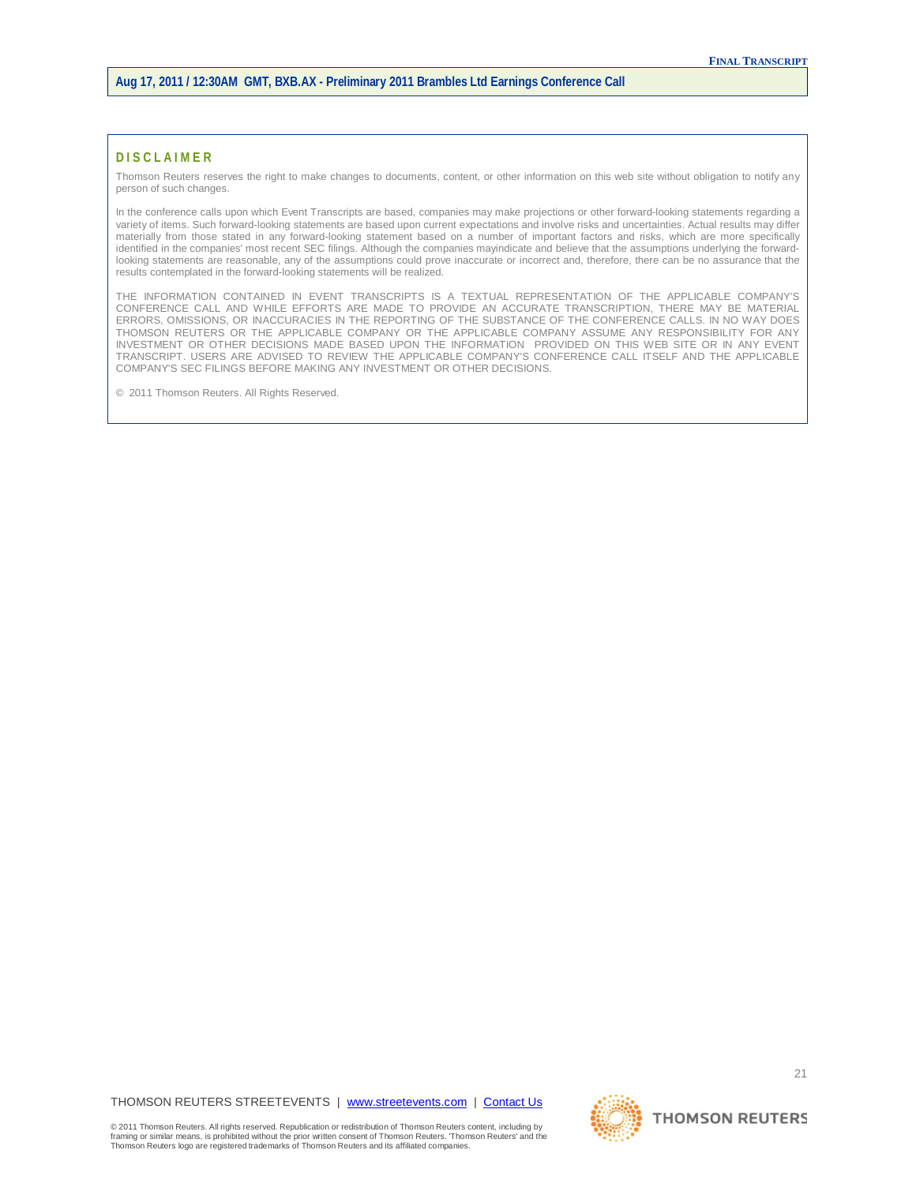## DISCLAIMER

Thomson Reuters reserves the right to make changes to documents, content, or other information on this web site without obligation to notify any person of such changes.

In the conference calls upon which Event Transcripts are based, companies may make projections or other forward-looking statements regarding a variety of items. Such forward-looking statements are based upon current expectations and involve risks and uncertainties. Actual results may differ materially from those stated in any forward-looking statement based on a number of important factors and risks, which are more specifically identified in the companies' most recent SEC filings. Although the companies mayindicate and believe that the assumptions underlying the forward-looking statements are reasonable, any of the assumptions could prove inaccurate or incorrect and, therefore, there can be no assurance that the results contemplated in the forward-looking statements will be realized.

THE INFORMATION CONTAINED IN EVENT TRANSCRIPTS IS A TEXTUAL REPRESENTATION OF THE APPLICABLE COMPANY'S CONFERENCE CALL AND WHILE EFFORTS ARE MADE TO PROVIDE AN ACCURATE TRANSCRIPTION, THERE MAY BE MATERIAL ERRORS, OMISSIONS, OR INACCURACIES IN THE REPORTING OF THE SUBSTANCE OF THE CONFERENCE CALLS. IN NO WAY DOES THOMSON REUTERS OR THE APPLICABLE COMPANY OR THE APPLICABLE COMPANY ASSUME ANY RESPONSIBILITY FOR ANY INVESTMENT OR OTHER DECISIONS MADE BASED UPON THE INFORMATION PROVIDED ON THIS WEB SITE OR IN ANY EVENT TRANSCRIPT. USERS ARE ADVISED TO REVIEW THE APPLICABLE COMPANY'S CONFERENCE CALL ITSELF AND THE APPLICABLE COMPANY'S SEC FILINGS BEFORE MAKING ANY INVESTMENT OR OTHER DECISIONS.

© 2011 Thomson Reuters. All Rights Reserved.